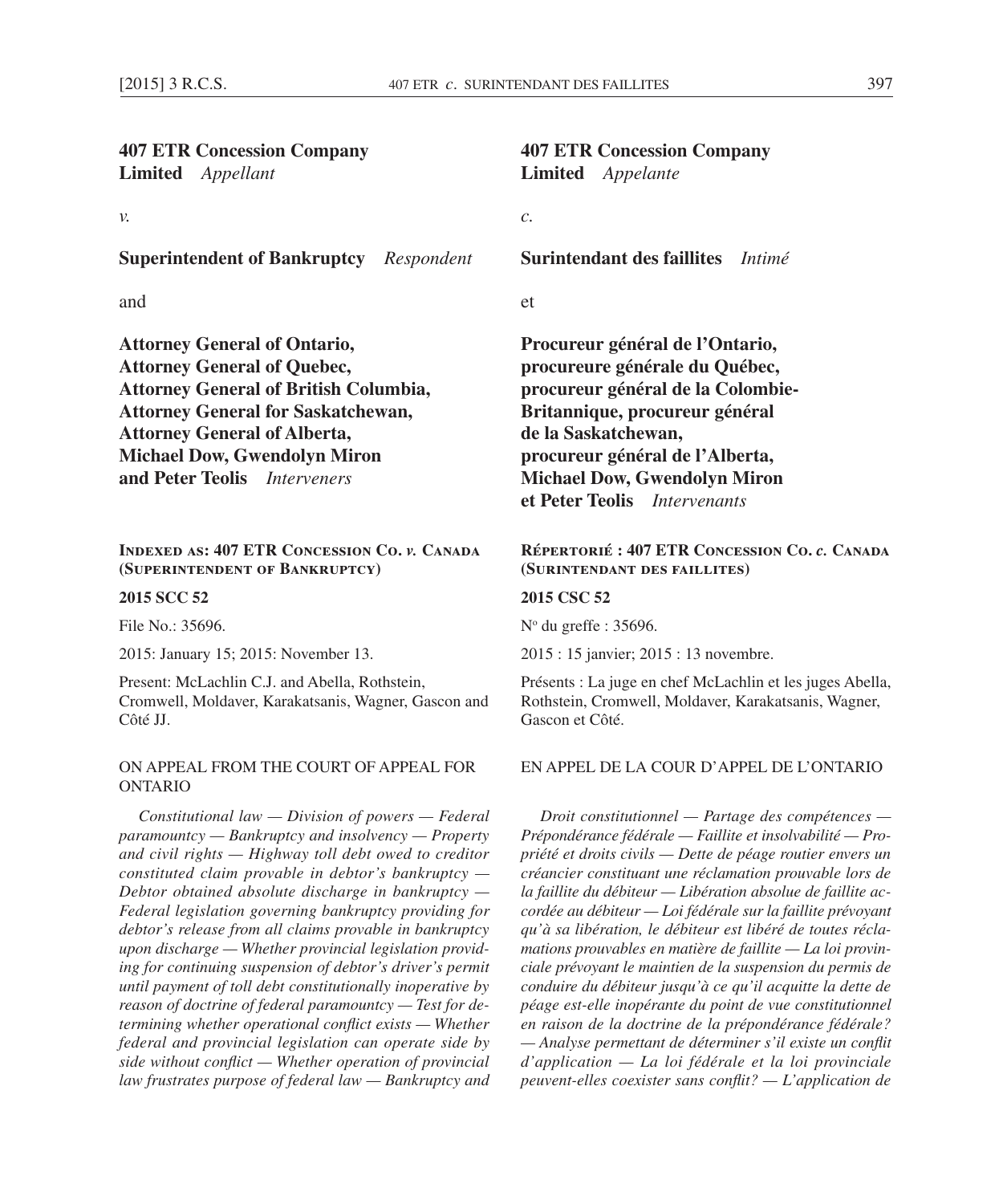**407 ETR Concession Company Limited** *Appellant*

*v.*

**Superintendent of Bankruptcy** *Respondent*

and

**Attorney General of Ontario, Attorney General of Quebec, Attorney General of British Columbia, Attorney General for Saskatchewan, Attorney General of Alberta, Michael Dow, Gwendolyn Miron and Peter Teolis** *Interveners*

**Indexed as: 407 ETR Concession Co. *v.* Canada (Superintendent of Bankruptcy)**

**2015 SCC 52**

File No.: 35696.

2015: January 15; 2015: November 13.

Present: McLachlin C.J. and Abella, Rothstein, Cromwell, Moldaver, Karakatsanis, Wagner, Gascon and Côté JJ.

ON APPEAL FROM THE COURT OF APPEAL FOR ONTARIO

*Constitutional law — Division of powers — Federal paramountcy — Bankruptcy and insolvency — Property and civil rights — Highway toll debt owed to creditor constituted claim provable in debtor's bankruptcy — Debtor obtained absolute discharge in bankruptcy — Federal legislation governing bankruptcy providing for debtor's release from all claims provable in bankruptcy upon discharge — Whether provincial legislation providing for continuing suspension of debtor's driver's permit until payment of toll debt constitutionally inoperative by reason of doctrine of federal paramountcy — Test for determining whether operational conflict exists — Whether federal and provincial legislation can operate side by side without conflict — Whether operation of provincial law frustrates purpose of federal law — Bankruptcy and*

**407 ETR Concession Company Limited** *Appelante*

*c.*

**Surintendant des faillites** *Intimé*

et

**Procureur général de l'Ontario, procureure générale du Québec, procureur général de la Colombie-Britannique, procureur général de la Saskatchewan, procureur général de l'Alberta, Michael Dow, Gwendolyn Miron et Peter Teolis** *Intervenants*

**Répertorié : 407 ETR Concession Co. *c.* Canada (Surintendant des faillites)**

**2015 CSC 52**

N° du greffe : 35696.

2015 : 15 janvier; 2015 : 13 novembre.

Présents : La juge en chef McLachlin et les juges Abella, Rothstein, Cromwell, Moldaver, Karakatsanis, Wagner, Gascon et Côté.

EN APPEL DE LA COUR D'APPEL DE L'ONTARIO

*Droit constitutionnel — Partage des compétences — Prépondérance fédérale — Faillite et insolvabilité — Propriété et droits civils — Dette de péage routier envers un créancier constituant une réclamation prouvable lors de la faillite du débiteur — Libération absolue de faillite accordée au débiteur — Loi fédérale sur la faillite prévoyant qu'à sa libération, le débiteur est libéré de toutes réclamations prouvables en matière de faillite — La loi provinciale prévoyant le maintien de la suspension du permis de conduire du débiteur jusqu'à ce qu'il acquitte la dette de péage est-elle inopérante du point de vue constitutionnel en raison de la doctrine de la prépondérance fédérale? — Analyse permettant de déterminer s'il existe un conflit d'application — La loi fédérale et la loi provinciale peuvent-elles coexister sans conflit? — L'application de*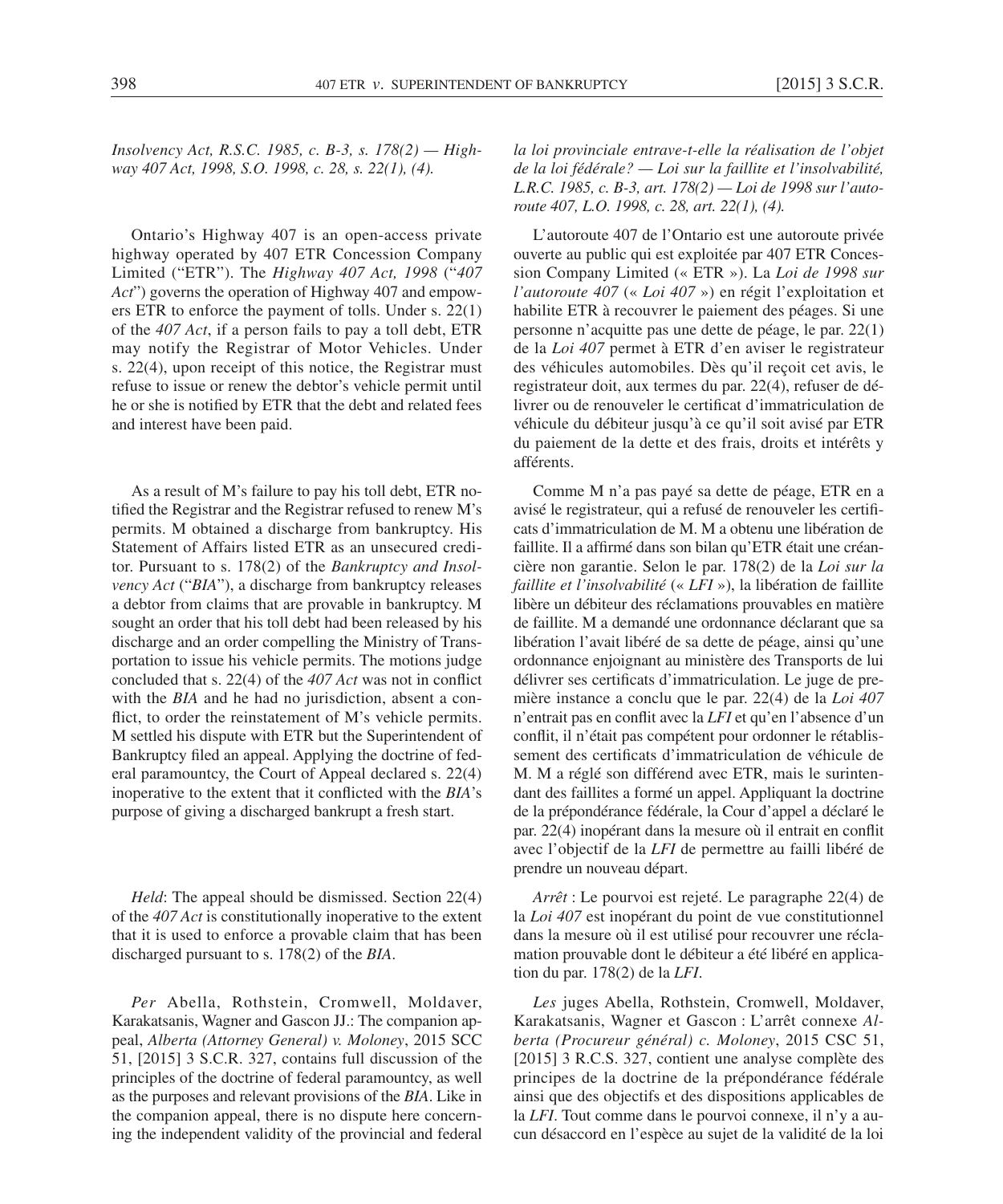*Insolvency Act, R.S.C. 1985, c. B-3, s. 178(2) — Highway 407 Act, 1998, S.O. 1998, c. 28, s. 22(1), (4).*

Ontario's Highway 407 is an open-access private highway operated by 407 ETR Concession Company Limited ("ETR"). The *Highway 407 Act, 1998* ("*407 Act*") governs the operation of Highway 407 and empowers ETR to enforce the payment of tolls. Under s. 22(1) of the *407 Act*, if a person fails to pay a toll debt, ETR may notify the Registrar of Motor Vehicles. Under s. 22(4), upon receipt of this notice, the Registrar must refuse to issue or renew the debtor's vehicle permit until he or she is notified by ETR that the debt and related fees and interest have been paid.

As a result of M's failure to pay his toll debt, ETR notified the Registrar and the Registrar refused to renew M's permits. M obtained a discharge from bankruptcy. His Statement of Affairs listed ETR as an unsecured creditor. Pursuant to s. 178(2) of the *Bankruptcy and Insolvency Act* ("*BIA*"), a discharge from bankruptcy releases a debtor from claims that are provable in bankruptcy. M sought an order that his toll debt had been released by his discharge and an order compelling the Ministry of Transportation to issue his vehicle permits. The motions judge concluded that s. 22(4) of the *407 Act* was not in conflict with the *BIA* and he had no jurisdiction, absent a conflict, to order the reinstatement of M's vehicle permits. M settled his dispute with ETR but the Superintendent of Bankruptcy filed an appeal. Applying the doctrine of federal paramountcy, the Court of Appeal declared s. 22(4) inoperative to the extent that it conflicted with the *BIA*'s purpose of giving a discharged bankrupt a fresh start.

*Held*: The appeal should be dismissed. Section 22(4) of the *407 Act* is constitutionally inoperative to the extent that it is used to enforce a provable claim that has been discharged pursuant to s. 178(2) of the *BIA*.

*Per* Abella, Rothstein, Cromwell, Moldaver, Karakatsanis, Wagner and Gascon JJ.: The companion appeal, *Alberta (Attorney General) v. Moloney*, 2015 SCC 51, [2015] 3 S.C.R. 327, contains full discussion of the principles of the doctrine of federal paramountcy, as well as the purposes and relevant provisions of the *BIA*. Like in the companion appeal, there is no dispute here concerning the independent validity of the provincial and federal

*la loi provinciale entrave-t-elle la réalisation de l'objet de la loi fédérale? — Loi sur la faillite et l'insolvabilité, L.R.C. 1985, c. B-3, art. 178(2) — Loi de 1998 sur l'autoroute 407, L.O. 1998, c. 28, art. 22(1), (4).*

L'autoroute 407 de l'Ontario est une autoroute privée ouverte au public qui est exploitée par 407 ETR Concession Company Limited (« ETR »). La *Loi de 1998 sur l'autoroute 407* (« *Loi 407* ») en régit l'exploitation et habilite ETR à recouvrer le paiement des péages. Si une personne n'acquitte pas une dette de péage, le par. 22(1) de la *Loi 407* permet à ETR d'en aviser le registrateur des véhicules automobiles. Dès qu'il reçoit cet avis, le registrateur doit, aux termes du par. 22(4), refuser de délivrer ou de renouveler le certificat d'immatriculation de véhicule du débiteur jusqu'à ce qu'il soit avisé par ETR du paiement de la dette et des frais, droits et intérêts y afférents.

Comme M n'a pas payé sa dette de péage, ETR en a avisé le registrateur, qui a refusé de renouveler les certificats d'immatriculation de M. M a obtenu une libération de faillite. Il a affirmé dans son bilan qu'ETR était une créancière non garantie. Selon le par. 178(2) de la *Loi sur la faillite et l'insolvabilité* (« *LFI* »), la libération de faillite libère un débiteur des réclamations prouvables en matière de faillite. M a demandé une ordonnance déclarant que sa libération l'avait libéré de sa dette de péage, ainsi qu'une ordonnance enjoignant au ministère des Transports de lui délivrer ses certificats d'immatriculation. Le juge de première instance a conclu que le par. 22(4) de la *Loi 407* n'entrait pas en conflit avec la *LFI* et qu'en l'absence d'un conflit, il n'était pas compétent pour ordonner le rétablissement des certificats d'immatriculation de véhicule de M. M a réglé son différend avec ETR, mais le surintendant des faillites a formé un appel. Appliquant la doctrine de la prépondérance fédérale, la Cour d'appel a déclaré le par. 22(4) inopérant dans la mesure où il entrait en conflit avec l'objectif de la *LFI* de permettre au failli libéré de prendre un nouveau départ.

*Arrêt* : Le pourvoi est rejeté. Le paragraphe 22(4) de la *Loi 407* est inopérant du point de vue constitutionnel dans la mesure où il est utilisé pour recouvrer une réclamation prouvable dont le débiteur a été libéré en application du par. 178(2) de la *LFI*.

*Les* juges Abella, Rothstein, Cromwell, Moldaver, Karakatsanis, Wagner et Gascon : L'arrêt connexe *Alberta (Procureur général) c. Moloney*, 2015 CSC 51, [2015] 3 R.C.S. 327, contient une analyse complète des principes de la doctrine de la prépondérance fédérale ainsi que des objectifs et des dispositions applicables de la *LFI*. Tout comme dans le pourvoi connexe, il n'y a aucun désaccord en l'espèce au sujet de la validité de la loi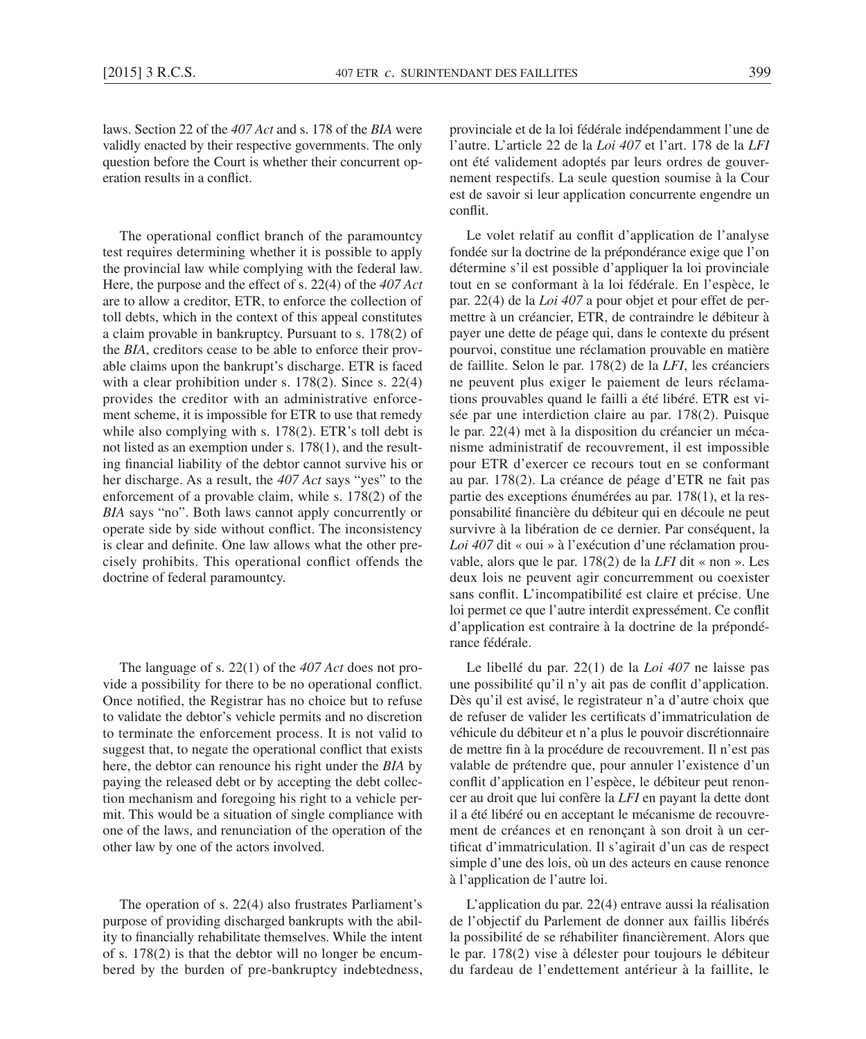laws. Section 22 of the *407 Act* and s. 178 of the *BIA* were validly enacted by their respective governments. The only question before the Court is whether their concurrent operation results in a conflict.

The operational conflict branch of the paramountcy test requires determining whether it is possible to apply the provincial law while complying with the federal law. Here, the purpose and the effect of s. 22(4) of the *407 Act* are to allow a creditor, ETR, to enforce the collection of toll debts, which in the context of this appeal constitutes a claim provable in bankruptcy. Pursuant to s. 178(2) of the *BIA*, creditors cease to be able to enforce their provable claims upon the bankrupt's discharge. ETR is faced with a clear prohibition under s. 178(2). Since s. 22(4) provides the creditor with an administrative enforcement scheme, it is impossible for ETR to use that remedy while also complying with s. 178(2). ETR's toll debt is not listed as an exemption under s. 178(1), and the resulting financial liability of the debtor cannot survive his or her discharge. As a result, the *407 Act* says "yes" to the enforcement of a provable claim, while s. 178(2) of the *BIA* says "no". Both laws cannot apply concurrently or operate side by side without conflict. The inconsistency is clear and definite. One law allows what the other precisely prohibits. This operational conflict offends the doctrine of federal paramountcy.

The language of s. 22(1) of the *407 Act* does not provide a possibility for there to be no operational conflict. Once notified, the Registrar has no choice but to refuse to validate the debtor's vehicle permits and no discretion to terminate the enforcement process. It is not valid to suggest that, to negate the operational conflict that exists here, the debtor can renounce his right under the *BIA* by paying the released debt or by accepting the debt collection mechanism and foregoing his right to a vehicle permit. This would be a situation of single compliance with one of the laws, and renunciation of the operation of the other law by one of the actors involved.

The operation of s. 22(4) also frustrates Parliament's purpose of providing discharged bankrupts with the ability to financially rehabilitate themselves. While the intent of s. 178(2) is that the debtor will no longer be encumbered by the burden of pre-bankruptcy indebtedness,

provinciale et de la loi fédérale indépendamment l'une de l'autre. L'article 22 de la *Loi 407* et l'art. 178 de la *LFI* ont été validement adoptés par leurs ordres de gouvernement respectifs. La seule question soumise à la Cour est de savoir si leur application concurrente engendre un conflit.

Le volet relatif au conflit d'application de l'analyse fondée sur la doctrine de la prépondérance exige que l'on détermine s'il est possible d'appliquer la loi provinciale tout en se conformant à la loi fédérale. En l'espèce, le par. 22(4) de la *Loi 407* a pour objet et pour effet de permettre à un créancier, ETR, de contraindre le débiteur à payer une dette de péage qui, dans le contexte du présent pourvoi, constitue une réclamation prouvable en matière de faillite. Selon le par. 178(2) de la *LFI*, les créanciers ne peuvent plus exiger le paiement de leurs réclamations prouvables quand le failli a été libéré. ETR est visée par une interdiction claire au par. 178(2). Puisque le par. 22(4) met à la disposition du créancier un mécanisme administratif de recouvrement, il est impossible pour ETR d'exercer ce recours tout en se conformant au par. 178(2). La créance de péage d'ETR ne fait pas partie des exceptions énumérées au par. 178(1), et la responsabilité financière du débiteur qui en découle ne peut survivre à la libération de ce dernier. Par conséquent, la *Loi 407* dit « oui » à l'exécution d'une réclamation prouvable, alors que le par. 178(2) de la *LFI* dit « non ». Les deux lois ne peuvent agir concurremment ou coexister sans conflit. L'incompatibilité est claire et précise. Une loi permet ce que l'autre interdit expressément. Ce conflit d'application est contraire à la doctrine de la prépondérance fédérale.

Le libellé du par. 22(1) de la *Loi 407* ne laisse pas une possibilité qu'il n'y ait pas de conflit d'application. Dès qu'il est avisé, le registrateur n'a d'autre choix que de refuser de valider les certificats d'immatriculation de véhicule du débiteur et n'a plus le pouvoir discrétionnaire de mettre fin à la procédure de recouvrement. Il n'est pas valable de prétendre que, pour annuler l'existence d'un conflit d'application en l'espèce, le débiteur peut renoncer au droit que lui confère la *LFI* en payant la dette dont il a été libéré ou en acceptant le mécanisme de recouvrement de créances et en renonçant à son droit à un certificat d'immatriculation. Il s'agirait d'un cas de respect simple d'une des lois, où un des acteurs en cause renonce à l'application de l'autre loi.

L'application du par. 22(4) entrave aussi la réalisation de l'objectif du Parlement de donner aux faillis libérés la possibilité de se réhabiliter financièrement. Alors que le par. 178(2) vise à délester pour toujours le débiteur du fardeau de l'endettement antérieur à la faillite, le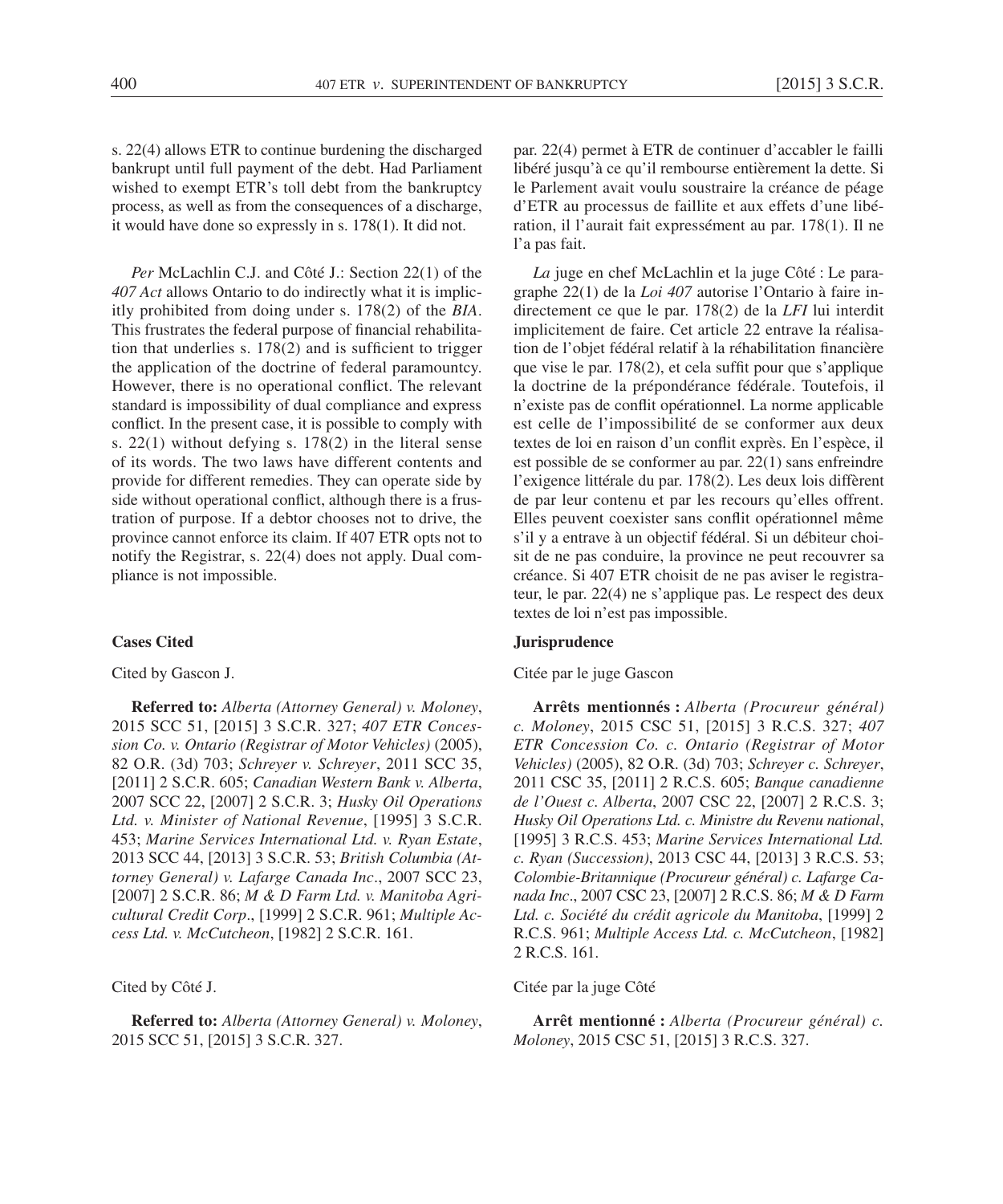s. 22(4) allows ETR to continue burdening the discharged bankrupt until full payment of the debt. Had Parliament wished to exempt ETR's toll debt from the bankruptcy process, as well as from the consequences of a discharge, it would have done so expressly in s. 178(1). It did not.

*Per* McLachlin C.J. and Côté J.: Section 22(1) of the *407 Act* allows Ontario to do indirectly what it is implicitly prohibited from doing under s. 178(2) of the *BIA*. This frustrates the federal purpose of financial rehabilitation that underlies s. 178(2) and is sufficient to trigger the application of the doctrine of federal paramountcy. However, there is no operational conflict. The relevant standard is impossibility of dual compliance and express conflict. In the present case, it is possible to comply with s. 22(1) without defying s. 178(2) in the literal sense of its words. The two laws have different contents and provide for different remedies. They can operate side by side without operational conflict, although there is a frustration of purpose. If a debtor chooses not to drive, the province cannot enforce its claim. If 407 ETR opts not to notify the Registrar, s. 22(4) does not apply. Dual compliance is not impossible.

par. 22(4) permet à ETR de continuer d'accabler le failli libéré jusqu'à ce qu'il rembourse entièrement la dette. Si le Parlement avait voulu soustraire la créance de péage d'ETR au processus de faillite et aux effets d'une libération, il l'aurait fait expressément au par. 178(1). Il ne l'a pas fait.

*La* juge en chef McLachlin et la juge Côté : Le paragraphe 22(1) de la *Loi 407* autorise l'Ontario à faire indirectement ce que le par. 178(2) de la *LFI* lui interdit implicitement de faire. Cet article 22 entrave la réalisation de l'objet fédéral relatif à la réhabilitation financière que vise le par. 178(2), et cela suffit pour que s'applique la doctrine de la prépondérance fédérale. Toutefois, il n'existe pas de conflit opérationnel. La norme applicable est celle de l'impossibilité de se conformer aux deux textes de loi en raison d'un conflit exprès. En l'espèce, il est possible de se conformer au par. 22(1) sans enfreindre l'exigence littérale du par. 178(2). Les deux lois diffèrent de par leur contenu et par les recours qu'elles offrent. Elles peuvent coexister sans conflit opérationnel même s'il y a entrave à un objectif fédéral. Si un débiteur choisit de ne pas conduire, la province ne peut recouvrer sa créance. Si 407 ETR choisit de ne pas aviser le registrateur, le par. 22(4) ne s'applique pas. Le respect des deux textes de loi n'est pas impossible.

## Cases Cited

Cited by Gascon J.

**Referred to:** *Alberta (Attorney General) v. Moloney*, 2015 SCC 51, [2015] 3 S.C.R. 327; *407 ETR Concession Co. v. Ontario (Registrar of Motor Vehicles)* (2005), 82 O.R. (3d) 703; *Schreyer v. Schreyer*, 2011 SCC 35, [2011] 2 S.C.R. 605; *Canadian Western Bank v. Alberta*, 2007 SCC 22, [2007] 2 S.C.R. 3; *Husky Oil Operations Ltd. v. Minister of National Revenue*, [1995] 3 S.C.R. 453; *Marine Services International Ltd. v. Ryan Estate*, 2013 SCC 44, [2013] 3 S.C.R. 53; *British Columbia (Attorney General) v. Lafarge Canada Inc.*, 2007 SCC 23, [2007] 2 S.C.R. 86; *M & D Farm Ltd. v. Manitoba Agricultural Credit Corp.*, [1999] 2 S.C.R. 961; *Multiple Access Ltd. v. McCutcheon*, [1982] 2 S.C.R. 161.

Cited by Côté J.

**Referred to:** *Alberta (Attorney General) v. Moloney*, 2015 SCC 51, [2015] 3 S.C.R. 327.

## Jurisprudence

Citée par le juge Gascon

**Arrêts mentionnés :** *Alberta (Procureur général) c. Moloney*, 2015 CSC 51, [2015] 3 R.C.S. 327; *407 ETR Concession Co. c. Ontario (Registrar of Motor Vehicles)* (2005), 82 O.R. (3d) 703; *Schreyer c. Schreyer*, 2011 CSC 35, [2011] 2 R.C.S. 605; *Banque canadienne de l'Ouest c. Alberta*, 2007 CSC 22, [2007] 2 R.C.S. 3; *Husky Oil Operations Ltd. c. Ministre du Revenu national*, [1995] 3 R.C.S. 453; *Marine Services International Ltd. c. Ryan (Succession)*, 2013 CSC 44, [2013] 3 R.C.S. 53; *Colombie-Britannique (Procureur général) c. Lafarge Canada Inc.*, 2007 CSC 23, [2007] 2 R.C.S. 86; *M & D Farm Ltd. c. Société du crédit agricole du Manitoba*, [1999] 2 R.C.S. 961; *Multiple Access Ltd. c. McCutcheon*, [1982] 2 R.C.S. 161.

Citée par la juge Côté

**Arrêt mentionné :** *Alberta (Procureur général) c. Moloney*, 2015 CSC 51, [2015] 3 R.C.S. 327.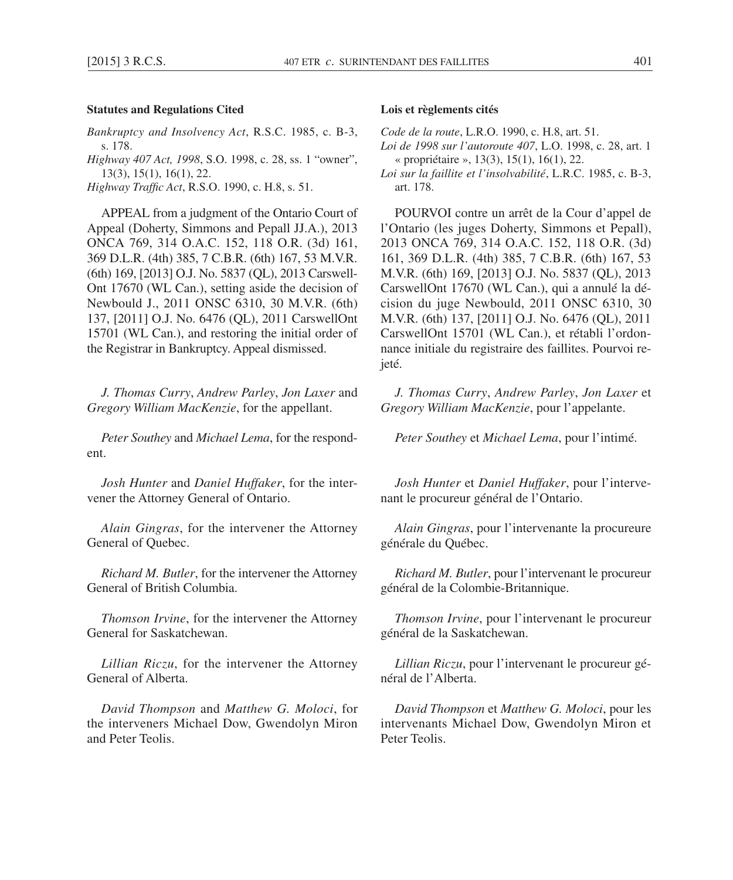**Statutes and Regulations Cited**

*Bankruptcy and Insolvency Act*, R.S.C. 1985, c. B-3, s. 178.

*Highway 407 Act, 1998*, S.O. 1998, c. 28, ss. 1 "owner", 13(3), 15(1), 16(1), 22.

*Highway Traffic Act*, R.S.O. 1990, c. H.8, s. 51.

APPEAL from a judgment of the Ontario Court of Appeal (Doherty, Simmons and Pepall JJ.A.), 2013 ONCA 769, 314 O.A.C. 152, 118 O.R. (3d) 161, 369 D.L.R. (4th) 385, 7 C.B.R. (6th) 167, 53 M.V.R. (6th) 169, [2013] O.J. No. 5837 (QL), 2013 CarswellOnt 17670 (WL Can.), setting aside the decision of Newbould J., 2011 ONSC 6310, 30 M.V.R. (6th) 137, [2011] O.J. No. 6476 (QL), 2011 CarswellOnt 15701 (WL Can.), and restoring the initial order of the Registrar in Bankruptcy. Appeal dismissed.

*J. Thomas Curry*, *Andrew Parley*, *Jon Laxer* and *Gregory William MacKenzie*, for the appellant.

*Peter Southey* and *Michael Lema*, for the respondent.

*Josh Hunter* and *Daniel Huffaker*, for the intervener the Attorney General of Ontario.

*Alain Gingras*, for the intervener the Attorney General of Quebec.

*Richard M. Butler*, for the intervener the Attorney General of British Columbia.

*Thomson Irvine*, for the intervener the Attorney General for Saskatchewan.

*Lillian Riczu*, for the intervener the Attorney General of Alberta.

*David Thompson* and *Matthew G. Moloci*, for the interveners Michael Dow, Gwendolyn Miron and Peter Teolis.

**Lois et règlements cités**

*Code de la route*, L.R.O. 1990, c. H.8, art. 51.

*Loi de 1998 sur l'autoroute 407*, L.O. 1998, c. 28, art. 1 « propriétaire », 13(3), 15(1), 16(1), 22.

*Loi sur la faillite et l'insolvabilité*, L.R.C. 1985, c. B-3, art. 178.

POURVOI contre un arrêt de la Cour d'appel de l'Ontario (les juges Doherty, Simmons et Pepall), 2013 ONCA 769, 314 O.A.C. 152, 118 O.R. (3d) 161, 369 D.L.R. (4th) 385, 7 C.B.R. (6th) 167, 53 M.V.R. (6th) 169, [2013] O.J. No. 5837 (QL), 2013 CarswellOnt 17670 (WL Can.), qui a annulé la décision du juge Newbould, 2011 ONSC 6310, 30 M.V.R. (6th) 137, [2011] O.J. No. 6476 (QL), 2011 CarswellOnt 15701 (WL Can.), et rétabli l'ordonnance initiale du registraire des faillites. Pourvoi rejeté.

*J. Thomas Curry*, *Andrew Parley*, *Jon Laxer* et *Gregory William MacKenzie*, pour l'appelante.

*Peter Southey* et *Michael Lema*, pour l'intimé.

*Josh Hunter* et *Daniel Huffaker*, pour l'intervenant le procureur général de l'Ontario.

*Alain Gingras*, pour l'intervenante la procureure générale du Québec.

*Richard M. Butler*, pour l'intervenant le procureur général de la Colombie-Britannique.

*Thomson Irvine*, pour l'intervenant le procureur général de la Saskatchewan.

*Lillian Riczu*, pour l'intervenant le procureur général de l'Alberta.

*David Thompson* et *Matthew G. Moloci*, pour les intervenants Michael Dow, Gwendolyn Miron et Peter Teolis.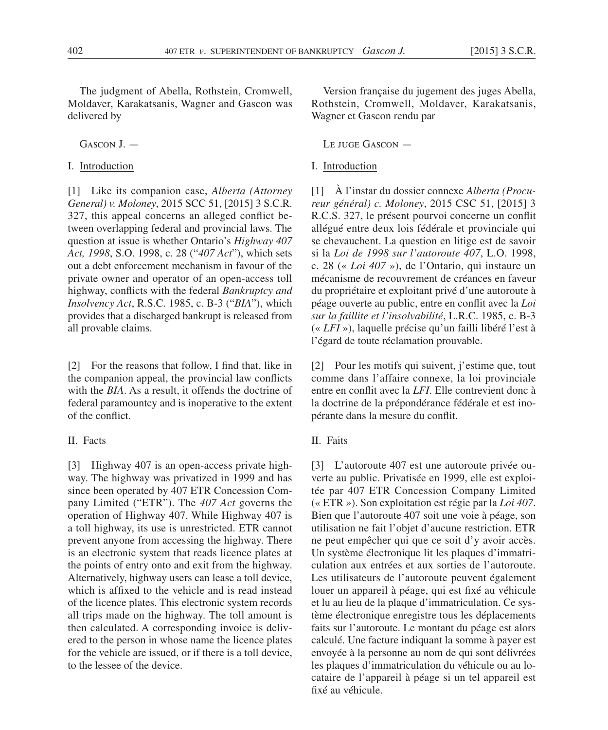The judgment of Abella, Rothstein, Cromwell, Moldaver, Karakatsanis, Wagner and Gascon was delivered by

Gascon J. —

## I. Introduction

[1] Like its companion case, *Alberta (Attorney General) v. Moloney*, 2015 SCC 51, [2015] 3 S.C.R. 327, this appeal concerns an alleged conflict between overlapping federal and provincial laws. The question at issue is whether Ontario's *Highway 407 Act, 1998*, S.O. 1998, c. 28 ("*407 Act*"), which sets out a debt enforcement mechanism in favour of the private owner and operator of an open-access toll highway, conflicts with the federal *Bankruptcy and Insolvency Act*, R.S.C. 1985, c. B-3 ("*BIA*"), which provides that a discharged bankrupt is released from all provable claims.

[2] For the reasons that follow, I find that, like in the companion appeal, the provincial law conflicts with the *BIA*. As a result, it offends the doctrine of federal paramountcy and is inoperative to the extent of the conflict.

## II. Facts

[3] Highway 407 is an open-access private highway. The highway was privatized in 1999 and has since been operated by 407 ETR Concession Company Limited ("ETR"). The *407 Act* governs the operation of Highway 407. While Highway 407 is a toll highway, its use is unrestricted. ETR cannot prevent anyone from accessing the highway. There is an electronic system that reads licence plates at the points of entry onto and exit from the highway. Alternatively, highway users can lease a toll device, which is affixed to the vehicle and is read instead of the licence plates. This electronic system records all trips made on the highway. The toll amount is then calculated. A corresponding invoice is delivered to the person in whose name the licence plates for the vehicle are issued, or if there is a toll device, to the lessee of the device.

Version française du jugement des juges Abella, Rothstein, Cromwell, Moldaver, Karakatsanis, Wagner et Gascon rendu par

Le juge Gascon —

## I. Introduction

[1] À l'instar du dossier connexe *Alberta (Procureur général) c. Moloney*, 2015 CSC 51, [2015] 3 R.C.S. 327, le présent pourvoi concerne un conflit allégué entre deux lois fédérale et provinciale qui se chevauchent. La question en litige est de savoir si la *Loi de 1998 sur l'autoroute 407*, L.O. 1998, c. 28 (« *Loi 407* »), de l'Ontario, qui instaure un mécanisme de recouvrement de créances en faveur du propriétaire et exploitant privé d'une autoroute à péage ouverte au public, entre en conflit avec la *Loi sur la faillite et l'insolvabilité*, L.R.C. 1985, c. B-3 (« *LFI* »), laquelle précise qu'un failli libéré l'est à l'égard de toute réclamation prouvable.

[2] Pour les motifs qui suivent, j'estime que, tout comme dans l'affaire connexe, la loi provinciale entre en conflit avec la *LFI*. Elle contrevient donc à la doctrine de la prépondérance fédérale et est inopérante dans la mesure du conflit.

## II. Faits

[3] L'autoroute 407 est une autoroute privée ouverte au public. Privatisée en 1999, elle est exploitée par 407 ETR Concession Company Limited (« ETR »). Son exploitation est régie par la *Loi 407*. Bien que l'autoroute 407 soit une voie à péage, son utilisation ne fait l'objet d'aucune restriction. ETR ne peut empêcher qui que ce soit d'y avoir accès. Un système électronique lit les plaques d'immatriculation aux entrées et aux sorties de l'autoroute. Les utilisateurs de l'autoroute peuvent également louer un appareil à péage, qui est fixé au véhicule et lu au lieu de la plaque d'immatriculation. Ce système électronique enregistre tous les déplacements faits sur l'autoroute. Le montant du péage est alors calculé. Une facture indiquant la somme à payer est envoyée à la personne au nom de qui sont délivrées les plaques d'immatriculation du véhicule ou au locataire de l'appareil à péage si un tel appareil est fixé au véhicule.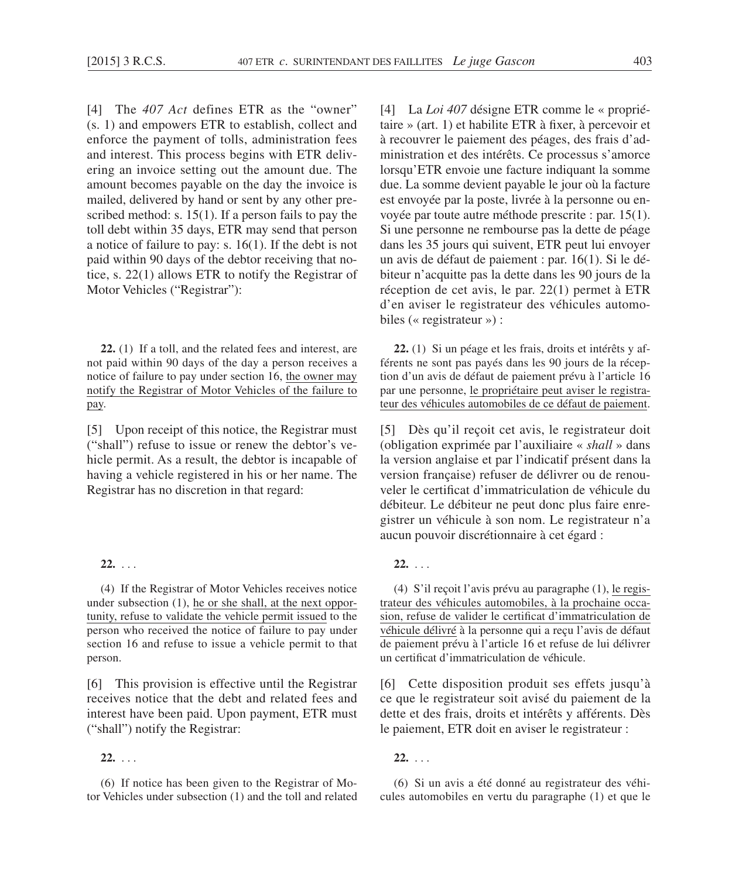[4] The *407 Act* defines ETR as the "owner" (s. 1) and empowers ETR to establish, collect and enforce the payment of tolls, administration fees and interest. This process begins with ETR delivering an invoice setting out the amount due. The amount becomes payable on the day the invoice is mailed, delivered by hand or sent by any other prescribed method: s. 15(1). If a person fails to pay the toll debt within 35 days, ETR may send that person a notice of failure to pay: s. 16(1). If the debt is not paid within 90 days of the debtor receiving that notice, s. 22(1) allows ETR to notify the Registrar of Motor Vehicles ("Registrar"):

> **22.** (1) If a toll, and the related fees and interest, are not paid within 90 days of the day a person receives a notice of failure to pay under section 16, <u>the owner may notify the Registrar of Motor Vehicles of the failure to pay</u>.

[5] Upon receipt of this notice, the Registrar must ("shall") refuse to issue or renew the debtor's vehicle permit. As a result, the debtor is incapable of having a vehicle registered in his or her name. The Registrar has no discretion in that regard:

> **22.** . . .
>
> (4) If the Registrar of Motor Vehicles receives notice under subsection (1), <u>he or she shall, at the next opportunity, refuse to validate the vehicle permit issued</u> to the person who received the notice of failure to pay under section 16 and refuse to issue a vehicle permit to that person.

[6] This provision is effective until the Registrar receives notice that the debt and related fees and interest have been paid. Upon payment, ETR must ("shall") notify the Registrar:

> **22.** . . .
>
> (6) If notice has been given to the Registrar of Motor Vehicles under subsection (1) and the toll and related

[4] La *Loi 407* désigne ETR comme le « propriétaire » (art. 1) et habilite ETR à fixer, à percevoir et à recouvrer le paiement des péages, des frais d'administration et des intérêts. Ce processus s'amorce lorsqu'ETR envoie une facture indiquant la somme due. La somme devient payable le jour où la facture est envoyée par la poste, livrée à la personne ou envoyée par toute autre méthode prescrite : par. 15(1). Si une personne ne rembourse pas la dette de péage dans les 35 jours qui suivent, ETR peut lui envoyer un avis de défaut de paiement : par. 16(1). Si le débiteur n'acquitte pas la dette dans les 90 jours de la réception de cet avis, le par. 22(1) permet à ETR d'en aviser le registrateur des véhicules automobiles (« registrateur ») :

> **22.** (1) Si un péage et les frais, droits et intérêts y afférents ne sont pas payés dans les 90 jours de la réception d'un avis de défaut de paiement prévu à l'article 16 par une personne, <u>le propriétaire peut aviser le registrateur des véhicules automobiles de ce défaut de paiement</u>.

[5] Dès qu'il reçoit cet avis, le registrateur doit (obligation exprimée par l'auxiliaire « *shall* » dans la version anglaise et par l'indicatif présent dans la version française) refuser de délivrer ou de renouveler le certificat d'immatriculation de véhicule du débiteur. Le débiteur ne peut donc plus faire enregistrer un véhicule à son nom. Le registrateur n'a aucun pouvoir discrétionnaire à cet égard :

> **22.** . . .
>
> (4) S'il reçoit l'avis prévu au paragraphe (1), <u>le registrateur des véhicules automobiles, à la prochaine occasion, refuse de valider le certificat d'immatriculation de véhicule délivré</u> à la personne qui a reçu l'avis de défaut de paiement prévu à l'article 16 et refuse de lui délivrer un certificat d'immatriculation de véhicule.

[6] Cette disposition produit ses effets jusqu'à ce que le registrateur soit avisé du paiement de la dette et des frais, droits et intérêts y afférents. Dès le paiement, ETR doit en aviser le registrateur :

> **22.** . . .
>
> (6) Si un avis a été donné au registrateur des véhicules automobiles en vertu du paragraphe (1) et que le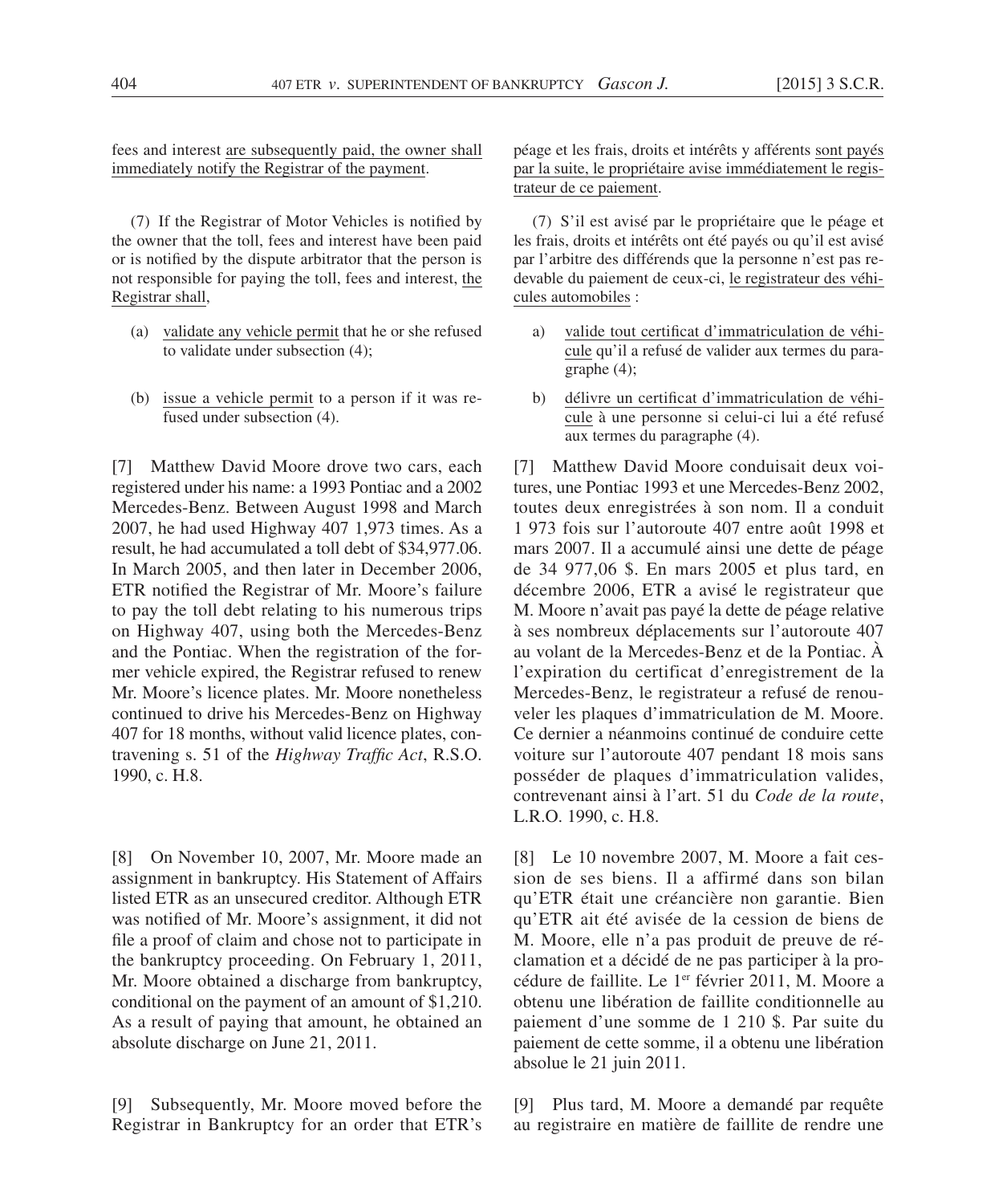fees and interest are subsequently paid, the owner shall immediately notify the Registrar of the payment.

(7) If the Registrar of Motor Vehicles is notified by the owner that the toll, fees and interest have been paid or is notified by the dispute arbitrator that the person is not responsible for paying the toll, fees and interest, the Registrar shall,

(a) validate any vehicle permit that he or she refused to validate under subsection (4);

(b) issue a vehicle permit to a person if it was refused under subsection (4).

[7] Matthew David Moore drove two cars, each registered under his name: a 1993 Pontiac and a 2002 Mercedes-Benz. Between August 1998 and March 2007, he had used Highway 407 1,973 times. As a result, he had accumulated a toll debt of $34,977.06. In March 2005, and then later in December 2006, ETR notified the Registrar of Mr. Moore's failure to pay the toll debt relating to his numerous trips on Highway 407, using both the Mercedes-Benz and the Pontiac. When the registration of the former vehicle expired, the Registrar refused to renew Mr. Moore's licence plates. Mr. Moore nonetheless continued to drive his Mercedes-Benz on Highway 407 for 18 months, without valid licence plates, contravening s. 51 of the *Highway Traffic Act*, R.S.O. 1990, c. H.8.

[8] On November 10, 2007, Mr. Moore made an assignment in bankruptcy. His Statement of Affairs listed ETR as an unsecured creditor. Although ETR was notified of Mr. Moore's assignment, it did not file a proof of claim and chose not to participate in the bankruptcy proceeding. On February 1, 2011, Mr. Moore obtained a discharge from bankruptcy, conditional on the payment of an amount of $1,210. As a result of paying that amount, he obtained an absolute discharge on June 21, 2011.

[9] Subsequently, Mr. Moore moved before the Registrar in Bankruptcy for an order that ETR's

péage et les frais, droits et intérêts y afférents sont payés par la suite, le propriétaire avise immédiatement le registrateur de ce paiement.

(7) S'il est avisé par le propriétaire que le péage et les frais, droits et intérêts ont été payés ou qu'il est avisé par l'arbitre des différends que la personne n'est pas redevable du paiement de ceux-ci, le registrateur des véhicules automobiles :

a) valide tout certificat d'immatriculation de véhicule qu'il a refusé de valider aux termes du paragraphe (4);

b) délivre un certificat d'immatriculation de véhicule à une personne si celui-ci lui a été refusé aux termes du paragraphe (4).

[7] Matthew David Moore conduisait deux voitures, une Pontiac 1993 et une Mercedes-Benz 2002, toutes deux enregistrées à son nom. Il a conduit 1 973 fois sur l'autoroute 407 entre août 1998 et mars 2007. Il a accumulé ainsi une dette de péage de 34 977,06 $. En mars 2005 et plus tard, en décembre 2006, ETR a avisé le registrateur que M. Moore n'avait pas payé la dette de péage relative à ses nombreux déplacements sur l'autoroute 407 au volant de la Mercedes-Benz et de la Pontiac. À l'expiration du certificat d'enregistrement de la Mercedes-Benz, le registrateur a refusé de renouveler les plaques d'immatriculation de M. Moore. Ce dernier a néanmoins continué de conduire cette voiture sur l'autoroute 407 pendant 18 mois sans posséder de plaques d'immatriculation valides, contrevenant ainsi à l'art. 51 du *Code de la route*, L.R.O. 1990, c. H.8.

[8] Le 10 novembre 2007, M. Moore a fait cession de ses biens. Il a affirmé dans son bilan qu'ETR était une créancière non garantie. Bien qu'ETR ait été avisée de la cession de biens de M. Moore, elle n'a pas produit de preuve de réclamation et a décidé de ne pas participer à la procédure de faillite. Le 1er février 2011, M. Moore a obtenu une libération de faillite conditionnelle au paiement d'une somme de 1 210 $. Par suite du paiement de cette somme, il a obtenu une libération absolue le 21 juin 2011.

[9] Plus tard, M. Moore a demandé par requête au registraire en matière de faillite de rendre une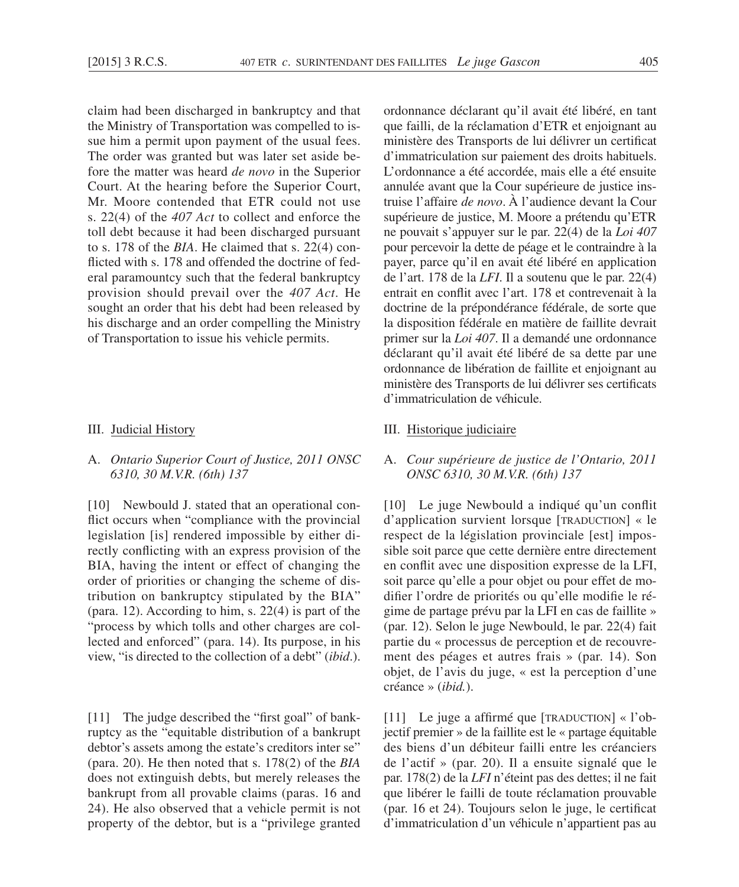claim had been discharged in bankruptcy and that the Ministry of Transportation was compelled to issue him a permit upon payment of the usual fees. The order was granted but was later set aside before the matter was heard *de novo* in the Superior Court. At the hearing before the Superior Court, Mr. Moore contended that ETR could not use s. 22(4) of the *407 Act* to collect and enforce the toll debt because it had been discharged pursuant to s. 178 of the *BIA*. He claimed that s. 22(4) conflicted with s. 178 and offended the doctrine of federal paramountcy such that the federal bankruptcy provision should prevail over the *407 Act*. He sought an order that his debt had been released by his discharge and an order compelling the Ministry of Transportation to issue his vehicle permits.

## III. Judicial History

### A. *Ontario Superior Court of Justice, 2011 ONSC 6310, 30 M.V.R. (6th) 137*

[10] Newbould J. stated that an operational conflict occurs when "compliance with the provincial legislation [is] rendered impossible by either directly conflicting with an express provision of the BIA, having the intent or effect of changing the order of priorities or changing the scheme of distribution on bankruptcy stipulated by the BIA" (para. 12). According to him, s. 22(4) is part of the "process by which tolls and other charges are collected and enforced" (para. 14). Its purpose, in his view, "is directed to the collection of a debt" (*ibid*.).

[11] The judge described the "first goal" of bankruptcy as the "equitable distribution of a bankrupt debtor's assets among the estate's creditors inter se" (para. 20). He then noted that s. 178(2) of the *BIA* does not extinguish debts, but merely releases the bankrupt from all provable claims (paras. 16 and 24). He also observed that a vehicle permit is not property of the debtor, but is a "privilege granted

ordonnance déclarant qu'il avait été libéré, en tant que failli, de la réclamation d'ETR et enjoignant au ministère des Transports de lui délivrer un certificat d'immatriculation sur paiement des droits habituels. L'ordonnance a été accordée, mais elle a été ensuite annulée avant que la Cour supérieure de justice instruise l'affaire *de novo*. À l'audience devant la Cour supérieure de justice, M. Moore a prétendu qu'ETR ne pouvait s'appuyer sur le par. 22(4) de la *Loi 407* pour percevoir la dette de péage et le contraindre à la payer, parce qu'il en avait été libéré en application de l'art. 178 de la *LFI*. Il a soutenu que le par. 22(4) entrait en conflit avec l'art. 178 et contrevenait à la doctrine de la prépondérance fédérale, de sorte que la disposition fédérale en matière de faillite devrait primer sur la *Loi 407*. Il a demandé une ordonnance déclarant qu'il avait été libéré de sa dette par une ordonnance de libération de faillite et enjoignant au ministère des Transports de lui délivrer ses certificats d'immatriculation de véhicule.

## III. Historique judiciaire

### A. *Cour supérieure de justice de l'Ontario, 2011 ONSC 6310, 30 M.V.R. (6th) 137*

[10] Le juge Newbould a indiqué qu'un conflit d'application survient lorsque [TRADUCTION] « le respect de la législation provinciale [est] impossible soit parce que cette dernière entre directement en conflit avec une disposition expresse de la LFI, soit parce qu'elle a pour objet ou pour effet de modifier l'ordre de priorités ou qu'elle modifie le régime de partage prévu par la LFI en cas de faillite » (par. 12). Selon le juge Newbould, le par. 22(4) fait partie du « processus de perception et de recouvrement des péages et autres frais » (par. 14). Son objet, de l'avis du juge, « est la perception d'une créance » (*ibid.*).

[11] Le juge a affirmé que [TRADUCTION] « l'objectif premier » de la faillite est le « partage équitable des biens d'un débiteur failli entre les créanciers de l'actif » (par. 20). Il a ensuite signalé que le par. 178(2) de la *LFI* n'éteint pas des dettes; il ne fait que libérer le failli de toute réclamation prouvable (par. 16 et 24). Toujours selon le juge, le certificat d'immatriculation d'un véhicule n'appartient pas au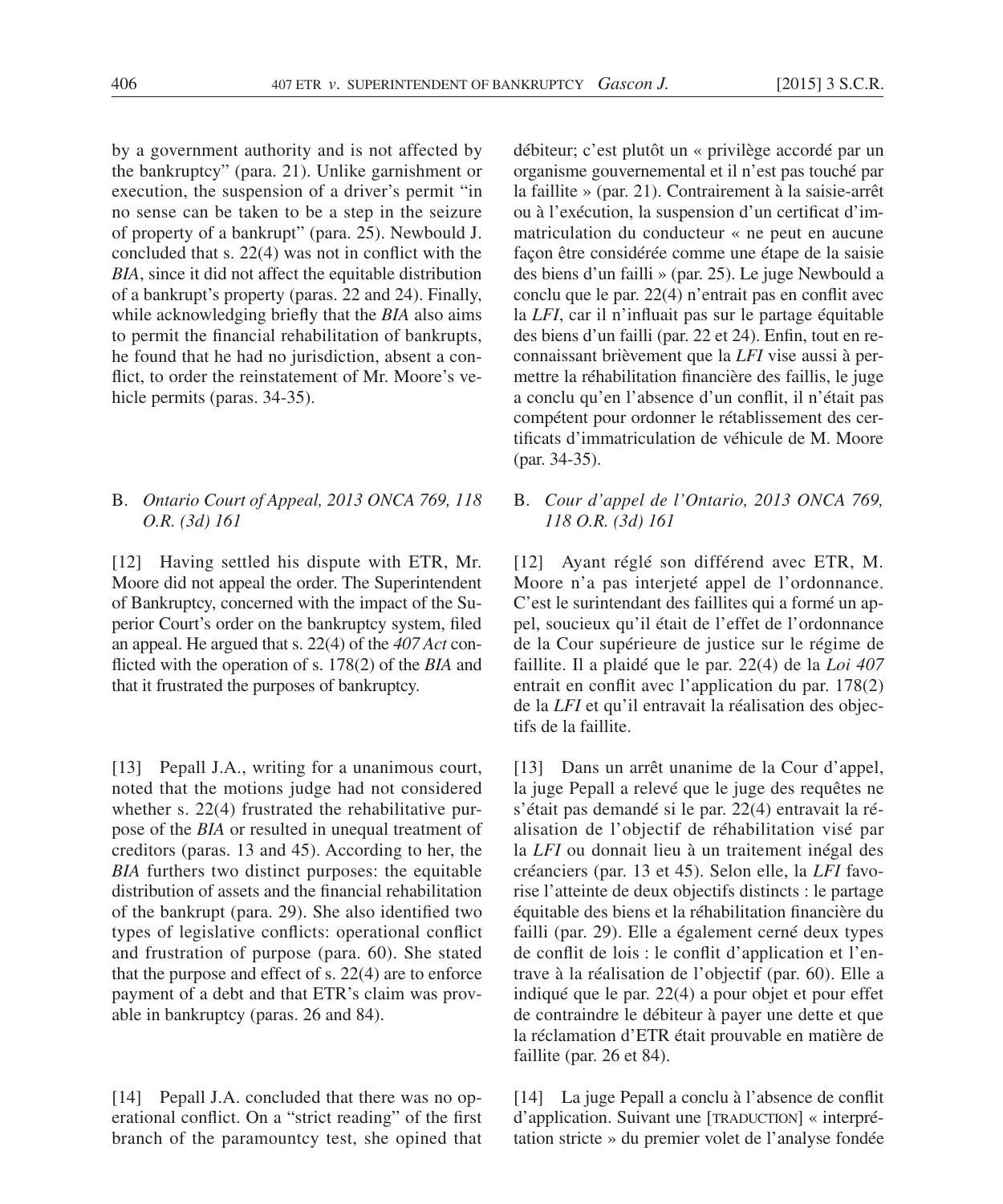by a government authority and is not affected by the bankruptcy" (para. 21). Unlike garnishment or execution, the suspension of a driver's permit "in no sense can be taken to be a step in the seizure of property of a bankrupt" (para. 25). Newbould J. concluded that s. 22(4) was not in conflict with the *BIA*, since it did not affect the equitable distribution of a bankrupt's property (paras. 22 and 24). Finally, while acknowledging briefly that the *BIA* also aims to permit the financial rehabilitation of bankrupts, he found that he had no jurisdiction, absent a conflict, to order the reinstatement of Mr. Moore's vehicle permits (paras. 34-35).

### B. *Ontario Court of Appeal, 2013 ONCA 769, 118 O.R. (3d) 161*

[12] Having settled his dispute with ETR, Mr. Moore did not appeal the order. The Superintendent of Bankruptcy, concerned with the impact of the Superior Court's order on the bankruptcy system, filed an appeal. He argued that s. 22(4) of the *407 Act* conflicted with the operation of s. 178(2) of the *BIA* and that it frustrated the purposes of bankruptcy.

[13] Pepall J.A., writing for a unanimous court, noted that the motions judge had not considered whether s. 22(4) frustrated the rehabilitative purpose of the *BIA* or resulted in unequal treatment of creditors (paras. 13 and 45). According to her, the *BIA* furthers two distinct purposes: the equitable distribution of assets and the financial rehabilitation of the bankrupt (para. 29). She also identified two types of legislative conflicts: operational conflict and frustration of purpose (para. 60). She stated that the purpose and effect of s. 22(4) are to enforce payment of a debt and that ETR's claim was provable in bankruptcy (paras. 26 and 84).

[14] Pepall J.A. concluded that there was no operational conflict. On a "strict reading" of the first branch of the paramountcy test, she opined that

débiteur; c'est plutôt un « privilège accordé par un organisme gouvernemental et il n'est pas touché par la faillite » (par. 21). Contrairement à la saisie-arrêt ou à l'exécution, la suspension d'un certificat d'immatriculation du conducteur « ne peut en aucune façon être considérée comme une étape de la saisie des biens d'un failli » (par. 25). Le juge Newbould a conclu que le par. 22(4) n'entrait pas en conflit avec la *LFI*, car il n'influait pas sur le partage équitable des biens d'un failli (par. 22 et 24). Enfin, tout en reconnaissant brièvement que la *LFI* vise aussi à permettre la réhabilitation financière des faillis, le juge a conclu qu'en l'absence d'un conflit, il n'était pas compétent pour ordonner le rétablissement des certificats d'immatriculation de véhicule de M. Moore (par. 34-35).

### B. *Cour d'appel de l'Ontario, 2013 ONCA 769, 118 O.R. (3d) 161*

[12] Ayant réglé son différend avec ETR, M. Moore n'a pas interjeté appel de l'ordonnance. C'est le surintendant des faillites qui a formé un appel, soucieux qu'il était de l'effet de l'ordonnance de la Cour supérieure de justice sur le régime de faillite. Il a plaidé que le par. 22(4) de la *Loi 407* entrait en conflit avec l'application du par. 178(2) de la *LFI* et qu'il entravait la réalisation des objectifs de la faillite.

[13] Dans un arrêt unanime de la Cour d'appel, la juge Pepall a relevé que le juge des requêtes ne s'était pas demandé si le par. 22(4) entravait la réalisation de l'objectif de réhabilitation visé par la *LFI* ou donnait lieu à un traitement inégal des créanciers (par. 13 et 45). Selon elle, la *LFI* favorise l'atteinte de deux objectifs distincts : le partage équitable des biens et la réhabilitation financière du failli (par. 29). Elle a également cerné deux types de conflit de lois : le conflit d'application et l'entrave à la réalisation de l'objectif (par. 60). Elle a indiqué que le par. 22(4) a pour objet et pour effet de contraindre le débiteur à payer une dette et que la réclamation d'ETR était prouvable en matière de faillite (par. 26 et 84).

[14] La juge Pepall a conclu à l'absence de conflit d'application. Suivant une [TRADUCTION] « interprétation stricte » du premier volet de l'analyse fondée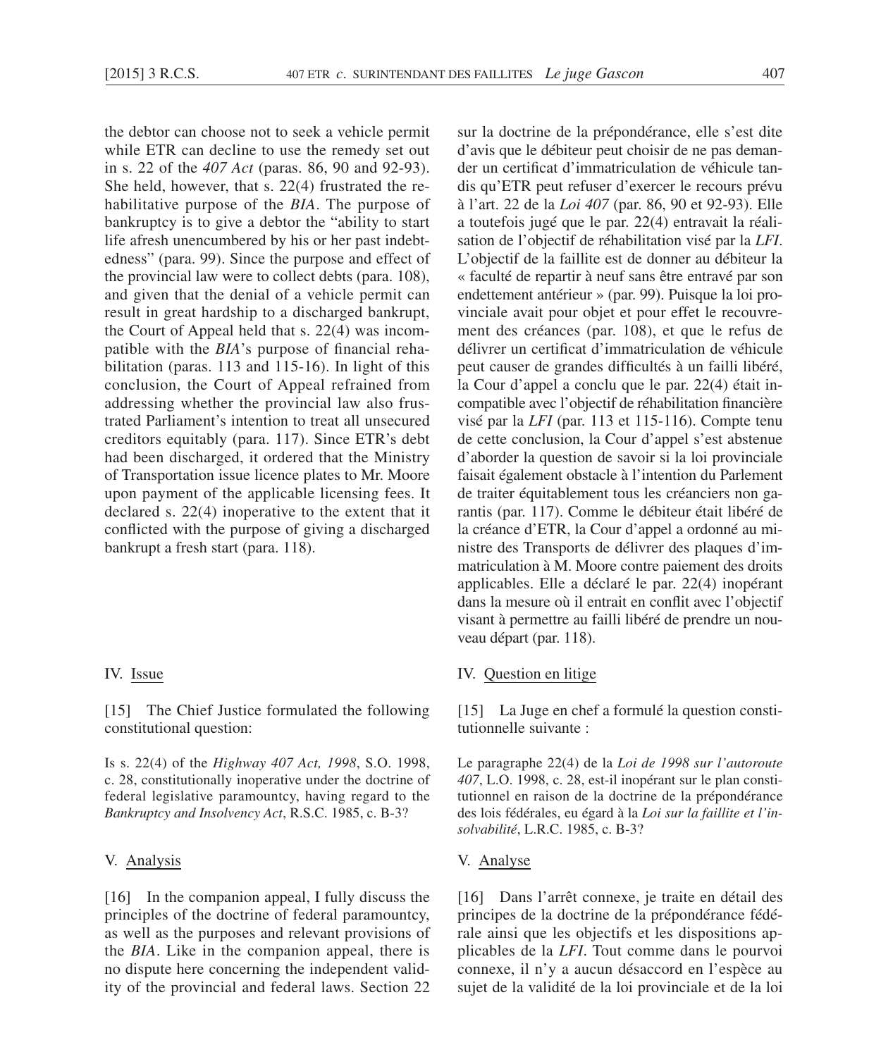the debtor can choose not to seek a vehicle permit while ETR can decline to use the remedy set out in s. 22 of the *407 Act* (paras. 86, 90 and 92-93). She held, however, that s. 22(4) frustrated the rehabilitative purpose of the *BIA*. The purpose of bankruptcy is to give a debtor the "ability to start life afresh unencumbered by his or her past indebtedness" (para. 99). Since the purpose and effect of the provincial law were to collect debts (para. 108), and given that the denial of a vehicle permit can result in great hardship to a discharged bankrupt, the Court of Appeal held that s. 22(4) was incompatible with the *BIA*'s purpose of financial rehabilitation (paras. 113 and 115-16). In light of this conclusion, the Court of Appeal refrained from addressing whether the provincial law also frustrated Parliament's intention to treat all unsecured creditors equitably (para. 117). Since ETR's debt had been discharged, it ordered that the Ministry of Transportation issue licence plates to Mr. Moore upon payment of the applicable licensing fees. It declared s. 22(4) inoperative to the extent that it conflicted with the purpose of giving a discharged bankrupt a fresh start (para. 118).

sur la doctrine de la prépondérance, elle s'est dite d'avis que le débiteur peut choisir de ne pas demander un certificat d'immatriculation de véhicule tandis qu'ETR peut refuser d'exercer le recours prévu à l'art. 22 de la *Loi 407* (par. 86, 90 et 92-93). Elle a toutefois jugé que le par. 22(4) entravait la réalisation de l'objectif de réhabilitation visé par la *LFI*. L'objectif de la faillite est de donner au débiteur la « faculté de repartir à neuf sans être entravé par son endettement antérieur » (par. 99). Puisque la loi provinciale avait pour objet et pour effet le recouvrement des créances (par. 108), et que le refus de délivrer un certificat d'immatriculation de véhicule peut causer de grandes difficultés à un failli libéré, la Cour d'appel a conclu que le par. 22(4) était incompatible avec l'objectif de réhabilitation financière visé par la *LFI* (par. 113 et 115-116). Compte tenu de cette conclusion, la Cour d'appel s'est abstenue d'aborder la question de savoir si la loi provinciale faisait également obstacle à l'intention du Parlement de traiter équitablement tous les créanciers non garantis (par. 117). Comme le débiteur était libéré de la créance d'ETR, la Cour d'appel a ordonné au ministre des Transports de délivrer des plaques d'immatriculation à M. Moore contre paiement des droits applicables. Elle a déclaré le par. 22(4) inopérant dans la mesure où il entrait en conflit avec l'objectif visant à permettre au failli libéré de prendre un nouveau départ (par. 118).

## IV. Issue

[15] The Chief Justice formulated the following constitutional question:

Is s. 22(4) of the *Highway 407 Act, 1998*, S.O. 1998, c. 28, constitutionally inoperative under the doctrine of federal legislative paramountcy, having regard to the *Bankruptcy and Insolvency Act*, R.S.C. 1985, c. B-3?

## IV. Question en litige

[15] La Juge en chef a formulé la question constitutionnelle suivante :

Le paragraphe 22(4) de la *Loi de 1998 sur l'autoroute 407*, L.O. 1998, c. 28, est-il inopérant sur le plan constitutionnel en raison de la doctrine de la prépondérance des lois fédérales, eu égard à la *Loi sur la faillite et l'insolvabilité*, L.R.C. 1985, c. B-3?

## V. Analysis

[16] In the companion appeal, I fully discuss the principles of the doctrine of federal paramountcy, as well as the purposes and relevant provisions of the *BIA*. Like in the companion appeal, there is no dispute here concerning the independent validity of the provincial and federal laws. Section 22

## V. Analyse

[16] Dans l'arrêt connexe, je traite en détail des principes de la doctrine de la prépondérance fédérale ainsi que des objectifs et les dispositions applicables de la *LFI*. Tout comme dans le pourvoi connexe, il n'y a aucun désaccord en l'espèce au sujet de la validité de la loi provinciale et de la loi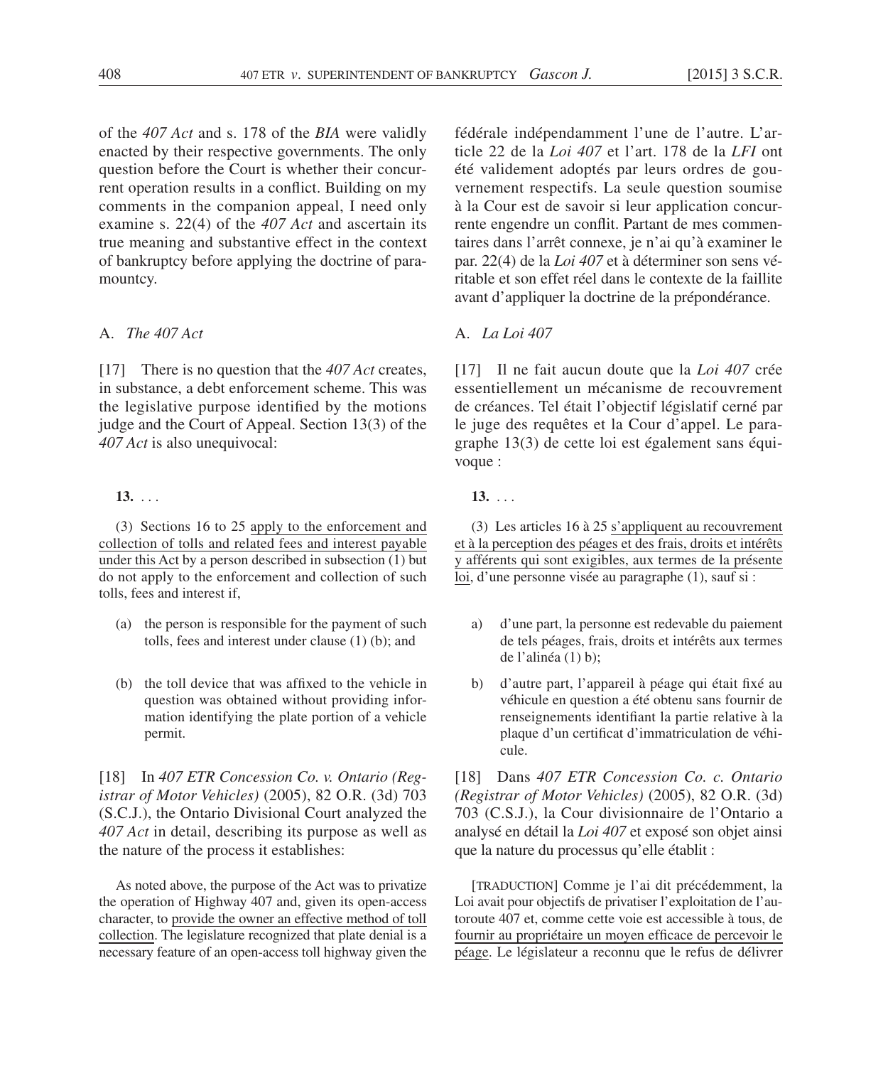of the *407 Act* and s. 178 of the *BIA* were validly enacted by their respective governments. The only question before the Court is whether their concurrent operation results in a conflict. Building on my comments in the companion appeal, I need only examine s. 22(4) of the *407 Act* and ascertain its true meaning and substantive effect in the context of bankruptcy before applying the doctrine of paramountcy.

A. *The 407 Act*

[17] There is no question that the *407 Act* creates, in substance, a debt enforcement scheme. This was the legislative purpose identified by the motions judge and the Court of Appeal. Section 13(3) of the *407 Act* is also unequivocal:

> **13.** . . .
>
> (3) Sections 16 to 25 apply to the enforcement and collection of tolls and related fees and interest payable under this Act by a person described in subsection (1) but do not apply to the enforcement and collection of such tolls, fees and interest if,
>
> (a) the person is responsible for the payment of such tolls, fees and interest under clause (1) (b); and
>
> (b) the toll device that was affixed to the vehicle in question was obtained without providing information identifying the plate portion of a vehicle permit.

[18] In *407 ETR Concession Co. v. Ontario (Registrar of Motor Vehicles)* (2005), 82 O.R. (3d) 703 (S.C.J.), the Ontario Divisional Court analyzed the *407 Act* in detail, describing its purpose as well as the nature of the process it establishes:

> As noted above, the purpose of the Act was to privatize the operation of Highway 407 and, given its open-access character, to provide the owner an effective method of toll collection. The legislature recognized that plate denial is a necessary feature of an open-access toll highway given the

fédérale indépendamment l'une de l'autre. L'article 22 de la *Loi 407* et l'art. 178 de la *LFI* ont été validement adoptés par leurs ordres de gouvernement respectifs. La seule question soumise à la Cour est de savoir si leur application concurrente engendre un conflit. Partant de mes commentaires dans l'arrêt connexe, je n'ai qu'à examiner le par. 22(4) de la *Loi 407* et à déterminer son sens véritable et son effet réel dans le contexte de la faillite avant d'appliquer la doctrine de la prépondérance.

A. *La Loi 407*

[17] Il ne fait aucun doute que la *Loi 407* crée essentiellement un mécanisme de recouvrement de créances. Tel était l'objectif législatif cerné par le juge des requêtes et la Cour d'appel. Le paragraphe 13(3) de cette loi est également sans équivoque :

> **13.** . . .
>
> (3) Les articles 16 à 25 s'appliquent au recouvrement et à la perception des péages et des frais, droits et intérêts y afférents qui sont exigibles, aux termes de la présente loi, d'une personne visée au paragraphe (1), sauf si :
>
> a) d'une part, la personne est redevable du paiement de tels péages, frais, droits et intérêts aux termes de l'alinéa (1) b);
>
> b) d'autre part, l'appareil à péage qui était fixé au véhicule en question a été obtenu sans fournir de renseignements identifiant la partie relative à la plaque d'un certificat d'immatriculation de véhicule.

[18] Dans *407 ETR Concession Co. c. Ontario (Registrar of Motor Vehicles)* (2005), 82 O.R. (3d) 703 (C.S.J.), la Cour divisionnaire de l'Ontario a analysé en détail la *Loi 407* et exposé son objet ainsi que la nature du processus qu'elle établit :

> [TRADUCTION] Comme je l'ai dit précédemment, la Loi avait pour objectifs de privatiser l'exploitation de l'autoroute 407 et, comme cette voie est accessible à tous, de fournir au propriétaire un moyen efficace de percevoir le péage. Le législateur a reconnu que le refus de délivrer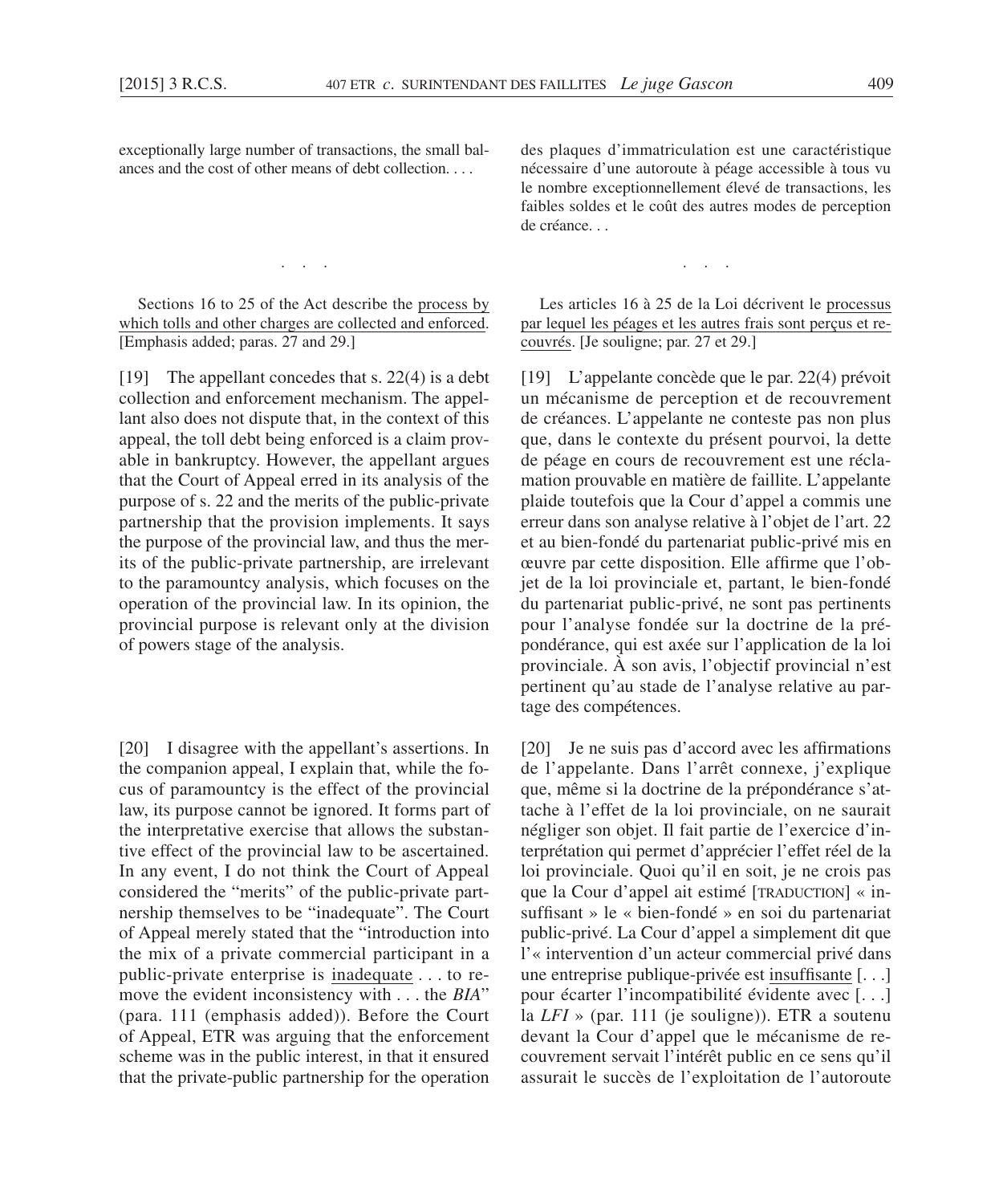exceptionally large number of transactions, the small balances and the cost of other means of debt collection. . . .

. . .

Sections 16 to 25 of the Act describe the <u>process by which tolls and other charges are collected and enforced</u>. [Emphasis added; paras. 27 and 29.]

[19] The appellant concedes that s. 22(4) is a debt collection and enforcement mechanism. The appellant also does not dispute that, in the context of this appeal, the toll debt being enforced is a claim provable in bankruptcy. However, the appellant argues that the Court of Appeal erred in its analysis of the purpose of s. 22 and the merits of the public-private partnership that the provision implements. It says the purpose of the provincial law, and thus the merits of the public-private partnership, are irrelevant to the paramountcy analysis, which focuses on the operation of the provincial law. In its opinion, the provincial purpose is relevant only at the division of powers stage of the analysis.

[20] I disagree with the appellant's assertions. In the companion appeal, I explain that, while the focus of paramountcy is the effect of the provincial law, its purpose cannot be ignored. It forms part of the interpretative exercise that allows the substantive effect of the provincial law to be ascertained. In any event, I do not think the Court of Appeal considered the "merits" of the public-private partnership themselves to be "inadequate". The Court of Appeal merely stated that the "introduction into the mix of a private commercial participant in a public-private enterprise is <u>inadequate</u> . . . to remove the evident inconsistency with . . . the *BIA*" (para. 111 (emphasis added)). Before the Court of Appeal, ETR was arguing that the enforcement scheme was in the public interest, in that it ensured that the private-public partnership for the operation

des plaques d'immatriculation est une caractéristique nécessaire d'une autoroute à péage accessible à tous vu le nombre exceptionnellement élevé de transactions, les faibles soldes et le coût des autres modes de perception de créance. . .

. . .

Les articles 16 à 25 de la Loi décrivent le <u>processus par lequel les péages et les autres frais sont perçus et recouvrés</u>. [Je souligne; par. 27 et 29.]

[19] L'appelante concède que le par. 22(4) prévoit un mécanisme de perception et de recouvrement de créances. L'appelante ne conteste pas non plus que, dans le contexte du présent pourvoi, la dette de péage en cours de recouvrement est une réclamation prouvable en matière de faillite. L'appelante plaide toutefois que la Cour d'appel a commis une erreur dans son analyse relative à l'objet de l'art. 22 et au bien-fondé du partenariat public-privé mis en œuvre par cette disposition. Elle affirme que l'objet de la loi provinciale et, partant, le bien-fondé du partenariat public-privé, ne sont pas pertinents pour l'analyse fondée sur la doctrine de la prépondérance, qui est axée sur l'application de la loi provinciale. À son avis, l'objectif provincial n'est pertinent qu'au stade de l'analyse relative au partage des compétences.

[20] Je ne suis pas d'accord avec les affirmations de l'appelante. Dans l'arrêt connexe, j'explique que, même si la doctrine de la prépondérance s'attache à l'effet de la loi provinciale, on ne saurait négliger son objet. Il fait partie de l'exercice d'interprétation qui permet d'apprécier l'effet réel de la loi provinciale. Quoi qu'il en soit, je ne crois pas que la Cour d'appel ait estimé [TRADUCTION] « insuffisant » le « bien-fondé » en soi du partenariat public-privé. La Cour d'appel a simplement dit que l'« intervention d'un acteur commercial privé dans une entreprise publique-privée est <u>insuffisante</u> [. . .] pour écarter l'incompatibilité évidente avec [. . .] la *LFI* » (par. 111 (je souligne)). ETR a soutenu devant la Cour d'appel que le mécanisme de recouvrement servait l'intérêt public en ce sens qu'il assurait le succès de l'exploitation de l'autoroute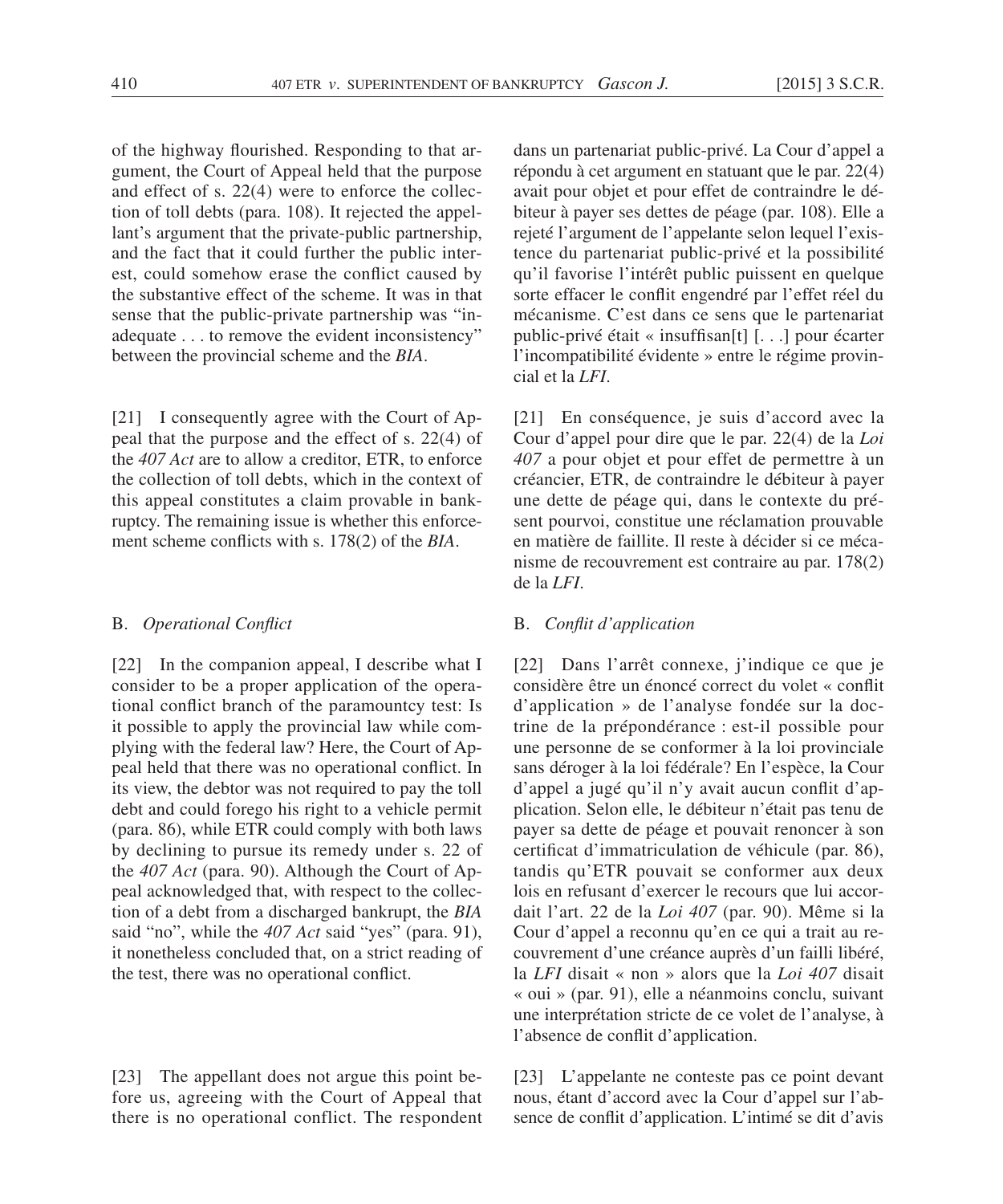of the highway flourished. Responding to that argument, the Court of Appeal held that the purpose and effect of s. 22(4) were to enforce the collection of toll debts (para. 108). It rejected the appellant's argument that the private-public partnership, and the fact that it could further the public interest, could somehow erase the conflict caused by the substantive effect of the scheme. It was in that sense that the public-private partnership was "inadequate . . . to remove the evident inconsistency" between the provincial scheme and the *BIA*.

[21] I consequently agree with the Court of Appeal that the purpose and the effect of s. 22(4) of the *407 Act* are to allow a creditor, ETR, to enforce the collection of toll debts, which in the context of this appeal constitutes a claim provable in bankruptcy. The remaining issue is whether this enforcement scheme conflicts with s. 178(2) of the *BIA*.

### B. *Operational Conflict*

[22] In the companion appeal, I describe what I consider to be a proper application of the operational conflict branch of the paramountcy test: Is it possible to apply the provincial law while complying with the federal law? Here, the Court of Appeal held that there was no operational conflict. In its view, the debtor was not required to pay the toll debt and could forego his right to a vehicle permit (para. 86), while ETR could comply with both laws by declining to pursue its remedy under s. 22 of the *407 Act* (para. 90). Although the Court of Appeal acknowledged that, with respect to the collection of a debt from a discharged bankrupt, the *BIA* said "no", while the *407 Act* said "yes" (para. 91), it nonetheless concluded that, on a strict reading of the test, there was no operational conflict.

[23] The appellant does not argue this point before us, agreeing with the Court of Appeal that there is no operational conflict. The respondent

dans un partenariat public-privé. La Cour d'appel a répondu à cet argument en statuant que le par. 22(4) avait pour objet et pour effet de contraindre le débiteur à payer ses dettes de péage (par. 108). Elle a rejeté l'argument de l'appelante selon lequel l'existence du partenariat public-privé et la possibilité qu'il favorise l'intérêt public puissent en quelque sorte effacer le conflit engendré par l'effet réel du mécanisme. C'est dans ce sens que le partenariat public-privé était « insuffisan[t] [. . .] pour écarter l'incompatibilité évidente » entre le régime provincial et la *LFI*.

[21] En conséquence, je suis d'accord avec la Cour d'appel pour dire que le par. 22(4) de la *Loi 407* a pour objet et pour effet de permettre à un créancier, ETR, de contraindre le débiteur à payer une dette de péage qui, dans le contexte du présent pourvoi, constitue une réclamation prouvable en matière de faillite. Il reste à décider si ce mécanisme de recouvrement est contraire au par. 178(2) de la *LFI*.

### B. *Conflit d'application*

[22] Dans l'arrêt connexe, j'indique ce que je considère être un énoncé correct du volet « conflit d'application » de l'analyse fondée sur la doctrine de la prépondérance : est-il possible pour une personne de se conformer à la loi provinciale sans déroger à la loi fédérale? En l'espèce, la Cour d'appel a jugé qu'il n'y avait aucun conflit d'application. Selon elle, le débiteur n'était pas tenu de payer sa dette de péage et pouvait renoncer à son certificat d'immatriculation de véhicule (par. 86), tandis qu'ETR pouvait se conformer aux deux lois en refusant d'exercer le recours que lui accordait l'art. 22 de la *Loi 407* (par. 90). Même si la Cour d'appel a reconnu qu'en ce qui a trait au recouvrement d'une créance auprès d'un failli libéré, la *LFI* disait « non » alors que la *Loi 407* disait « oui » (par. 91), elle a néanmoins conclu, suivant une interprétation stricte de ce volet de l'analyse, à l'absence de conflit d'application.

[23] L'appelante ne conteste pas ce point devant nous, étant d'accord avec la Cour d'appel sur l'absence de conflit d'application. L'intimé se dit d'avis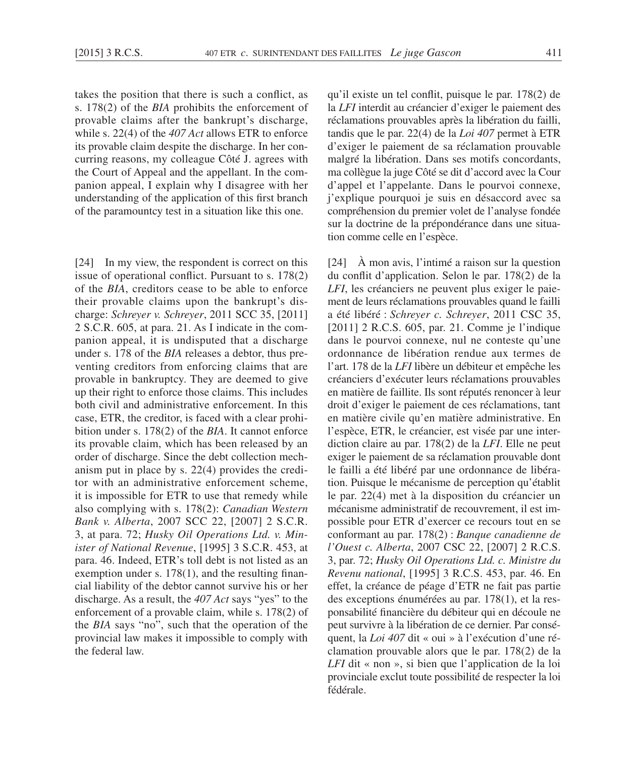takes the position that there is such a conflict, as s. 178(2) of the *BIA* prohibits the enforcement of provable claims after the bankrupt's discharge, while s. 22(4) of the *407 Act* allows ETR to enforce its provable claim despite the discharge. In her concurring reasons, my colleague Côté J. agrees with the Court of Appeal and the appellant. In the companion appeal, I explain why I disagree with her understanding of the application of this first branch of the paramountcy test in a situation like this one.

qu'il existe un tel conflit, puisque le par. 178(2) de la *LFI* interdit au créancier d'exiger le paiement des réclamations prouvables après la libération du failli, tandis que le par. 22(4) de la *Loi 407* permet à ETR d'exiger le paiement de sa réclamation prouvable malgré la libération. Dans ses motifs concordants, ma collègue la juge Côté se dit d'accord avec la Cour d'appel et l'appelante. Dans le pourvoi connexe, j'explique pourquoi je suis en désaccord avec sa compréhension du premier volet de l'analyse fondée sur la doctrine de la prépondérance dans une situation comme celle en l'espèce.

[24] In my view, the respondent is correct on this issue of operational conflict. Pursuant to s. 178(2) of the *BIA*, creditors cease to be able to enforce their provable claims upon the bankrupt's discharge: *Schreyer v. Schreyer*, 2011 SCC 35, [2011] 2 S.C.R. 605, at para. 21. As I indicate in the companion appeal, it is undisputed that a discharge under s. 178 of the *BIA* releases a debtor, thus preventing creditors from enforcing claims that are provable in bankruptcy. They are deemed to give up their right to enforce those claims. This includes both civil and administrative enforcement. In this case, ETR, the creditor, is faced with a clear prohibition under s. 178(2) of the *BIA*. It cannot enforce its provable claim, which has been released by an order of discharge. Since the debt collection mechanism put in place by s. 22(4) provides the creditor with an administrative enforcement scheme, it is impossible for ETR to use that remedy while also complying with s. 178(2): *Canadian Western Bank v. Alberta*, 2007 SCC 22, [2007] 2 S.C.R. 3, at para. 72; *Husky Oil Operations Ltd. v. Minister of National Revenue*, [1995] 3 S.C.R. 453, at para. 46. Indeed, ETR's toll debt is not listed as an exemption under s. 178(1), and the resulting financial liability of the debtor cannot survive his or her discharge. As a result, the *407 Act* says "yes" to the enforcement of a provable claim, while s. 178(2) of the *BIA* says "no", such that the operation of the provincial law makes it impossible to comply with the federal law.

[24] À mon avis, l'intimé a raison sur la question du conflit d'application. Selon le par. 178(2) de la *LFI*, les créanciers ne peuvent plus exiger le paiement de leurs réclamations prouvables quand le failli a été libéré : *Schreyer c. Schreyer*, 2011 CSC 35, [2011] 2 R.C.S. 605, par. 21. Comme je l'indique dans le pourvoi connexe, nul ne conteste qu'une ordonnance de libération rendue aux termes de l'art. 178 de la *LFI* libère un débiteur et empêche les créanciers d'exécuter leurs réclamations prouvables en matière de faillite. Ils sont réputés renoncer à leur droit d'exiger le paiement de ces réclamations, tant en matière civile qu'en matière administrative. En l'espèce, ETR, le créancier, est visée par une interdiction claire au par. 178(2) de la *LFI*. Elle ne peut exiger le paiement de sa réclamation prouvable dont le failli a été libéré par une ordonnance de libération. Puisque le mécanisme de perception qu'établit le par. 22(4) met à la disposition du créancier un mécanisme administratif de recouvrement, il est impossible pour ETR d'exercer ce recours tout en se conformant au par. 178(2) : *Banque canadienne de l'Ouest c. Alberta*, 2007 CSC 22, [2007] 2 R.C.S. 3, par. 72; *Husky Oil Operations Ltd. c. Ministre du Revenu national*, [1995] 3 R.C.S. 453, par. 46. En effet, la créance de péage d'ETR ne fait pas partie des exceptions énumérées au par. 178(1), et la responsabilité financière du débiteur qui en découle ne peut survivre à la libération de ce dernier. Par conséquent, la *Loi 407* dit « oui » à l'exécution d'une réclamation prouvable alors que le par. 178(2) de la *LFI* dit « non », si bien que l'application de la loi provinciale exclut toute possibilité de respecter la loi fédérale.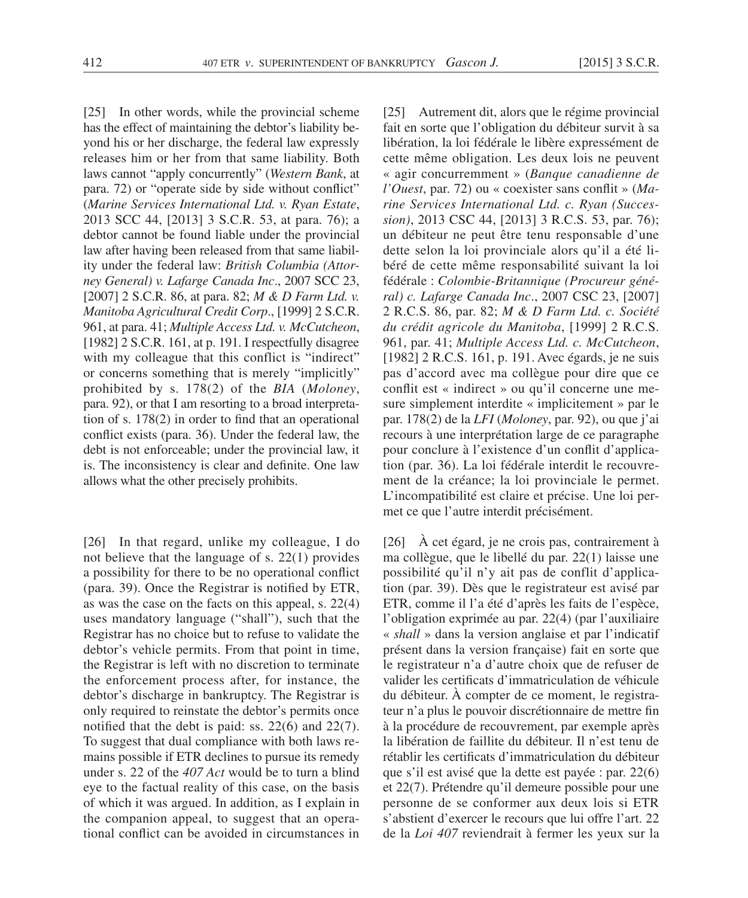[25] In other words, while the provincial scheme has the effect of maintaining the debtor's liability beyond his or her discharge, the federal law expressly releases him or her from that same liability. Both laws cannot "apply concurrently" (*Western Bank*, at para. 72) or "operate side by side without conflict" (*Marine Services International Ltd. v. Ryan Estate*, 2013 SCC 44, [2013] 3 S.C.R. 53, at para. 76); a debtor cannot be found liable under the provincial law after having been released from that same liability under the federal law: *British Columbia (Attorney General) v. Lafarge Canada Inc*., 2007 SCC 23, [2007] 2 S.C.R. 86, at para. 82; *M & D Farm Ltd. v. Manitoba Agricultural Credit Corp*., [1999] 2 S.C.R. 961, at para. 41; *Multiple Access Ltd. v. McCutcheon*, [1982] 2 S.C.R. 161, at p. 191. I respectfully disagree with my colleague that this conflict is "indirect" or concerns something that is merely "implicitly" prohibited by s. 178(2) of the *BIA* (*Moloney*, para. 92), or that I am resorting to a broad interpretation of s. 178(2) in order to find that an operational conflict exists (para. 36). Under the federal law, the debt is not enforceable; under the provincial law, it is. The inconsistency is clear and definite. One law allows what the other precisely prohibits.

[26] In that regard, unlike my colleague, I do not believe that the language of s. 22(1) provides a possibility for there to be no operational conflict (para. 39). Once the Registrar is notified by ETR, as was the case on the facts on this appeal, s. 22(4) uses mandatory language ("shall"), such that the Registrar has no choice but to refuse to validate the debtor's vehicle permits. From that point in time, the Registrar is left with no discretion to terminate the enforcement process after, for instance, the debtor's discharge in bankruptcy. The Registrar is only required to reinstate the debtor's permits once notified that the debt is paid: ss. 22(6) and 22(7). To suggest that dual compliance with both laws remains possible if ETR declines to pursue its remedy under s. 22 of the *407 Act* would be to turn a blind eye to the factual reality of this case, on the basis of which it was argued. In addition, as I explain in the companion appeal, to suggest that an operational conflict can be avoided in circumstances in

[25] Autrement dit, alors que le régime provincial fait en sorte que l'obligation du débiteur survit à sa libération, la loi fédérale le libère expressément de cette même obligation. Les deux lois ne peuvent « agir concurremment » (*Banque canadienne de l'Ouest*, par. 72) ou « coexister sans conflit » (*Marine Services International Ltd. c. Ryan (Succession)*, 2013 CSC 44, [2013] 3 R.C.S. 53, par. 76); un débiteur ne peut être tenu responsable d'une dette selon la loi provinciale alors qu'il a été libéré de cette même responsabilité suivant la loi fédérale : *Colombie-Britannique (Procureur général) c. Lafarge Canada Inc*., 2007 CSC 23, [2007] 2 R.C.S. 86, par. 82; *M & D Farm Ltd. c. Société du crédit agricole du Manitoba*, [1999] 2 R.C.S. 961, par. 41; *Multiple Access Ltd. c. McCutcheon*, [1982] 2 R.C.S. 161, p. 191. Avec égards, je ne suis pas d'accord avec ma collègue pour dire que ce conflit est « indirect » ou qu'il concerne une mesure simplement interdite « implicitement » par le par. 178(2) de la *LFI* (*Moloney*, par. 92), ou que j'ai recours à une interprétation large de ce paragraphe pour conclure à l'existence d'un conflit d'application (par. 36). La loi fédérale interdit le recouvrement de la créance; la loi provinciale le permet. L'incompatibilité est claire et précise. Une loi permet ce que l'autre interdit précisément.

[26] À cet égard, je ne crois pas, contrairement à ma collègue, que le libellé du par. 22(1) laisse une possibilité qu'il n'y ait pas de conflit d'application (par. 39). Dès que le registrateur est avisé par ETR, comme il l'a été d'après les faits de l'espèce, l'obligation exprimée au par. 22(4) (par l'auxiliaire « *shall* » dans la version anglaise et par l'indicatif présent dans la version française) fait en sorte que le registrateur n'a d'autre choix que de refuser de valider les certificats d'immatriculation de véhicule du débiteur. À compter de ce moment, le registrateur n'a plus le pouvoir discrétionnaire de mettre fin à la procédure de recouvrement, par exemple après la libération de faillite du débiteur. Il n'est tenu de rétablir les certificats d'immatriculation du débiteur que s'il est avisé que la dette est payée : par. 22(6) et 22(7). Prétendre qu'il demeure possible pour une personne de se conformer aux deux lois si ETR s'abstient d'exercer le recours que lui offre l'art. 22 de la *Loi 407* reviendrait à fermer les yeux sur la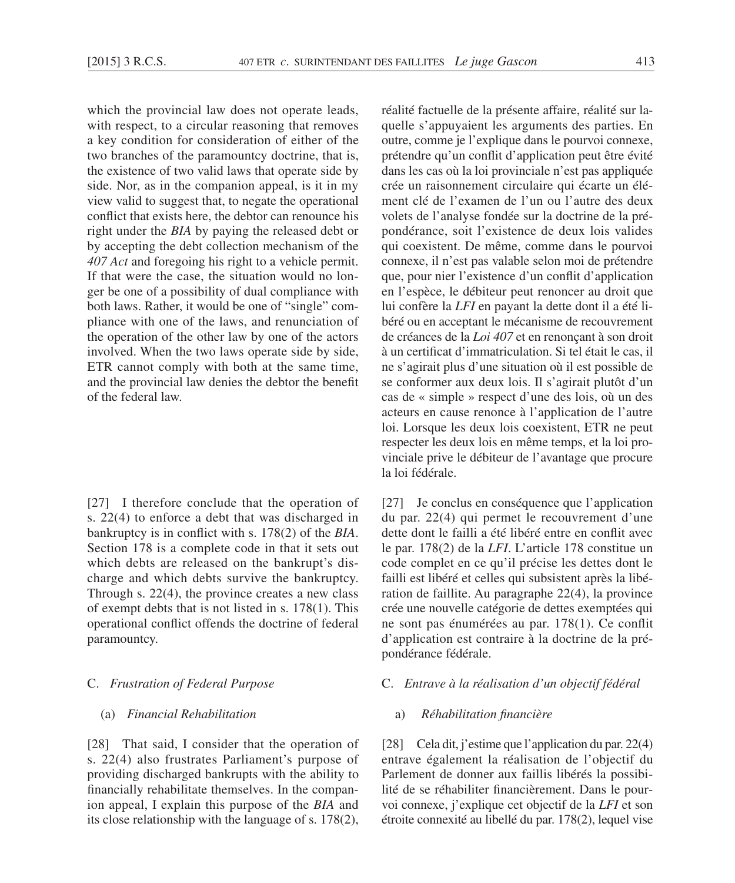which the provincial law does not operate leads, with respect, to a circular reasoning that removes a key condition for consideration of either of the two branches of the paramountcy doctrine, that is, the existence of two valid laws that operate side by side. Nor, as in the companion appeal, is it in my view valid to suggest that, to negate the operational conflict that exists here, the debtor can renounce his right under the *BIA* by paying the released debt or by accepting the debt collection mechanism of the *407 Act* and foregoing his right to a vehicle permit. If that were the case, the situation would no longer be one of a possibility of dual compliance with both laws. Rather, it would be one of "single" compliance with one of the laws, and renunciation of the operation of the other law by one of the actors involved. When the two laws operate side by side, ETR cannot comply with both at the same time, and the provincial law denies the debtor the benefit of the federal law.

[27] I therefore conclude that the operation of s. 22(4) to enforce a debt that was discharged in bankruptcy is in conflict with s. 178(2) of the *BIA*. Section 178 is a complete code in that it sets out which debts are released on the bankrupt's discharge and which debts survive the bankruptcy. Through s. 22(4), the province creates a new class of exempt debts that is not listed in s. 178(1). This operational conflict offends the doctrine of federal paramountcy.

### C. *Frustration of Federal Purpose*

#### (a) *Financial Rehabilitation*

[28] That said, I consider that the operation of s. 22(4) also frustrates Parliament's purpose of providing discharged bankrupts with the ability to financially rehabilitate themselves. In the companion appeal, I explain this purpose of the *BIA* and its close relationship with the language of s. 178(2),

réalité factuelle de la présente affaire, réalité sur laquelle s'appuyaient les arguments des parties. En outre, comme je l'explique dans le pourvoi connexe, prétendre qu'un conflit d'application peut être évité dans les cas où la loi provinciale n'est pas appliquée crée un raisonnement circulaire qui écarte un élément clé de l'examen de l'un ou l'autre des deux volets de l'analyse fondée sur la doctrine de la prépondérance, soit l'existence de deux lois valides qui coexistent. De même, comme dans le pourvoi connexe, il n'est pas valable selon moi de prétendre que, pour nier l'existence d'un conflit d'application en l'espèce, le débiteur peut renoncer au droit que lui confère la *LFI* en payant la dette dont il a été libéré ou en acceptant le mécanisme de recouvrement de créances de la *Loi 407* et en renonçant à son droit à un certificat d'immatriculation. Si tel était le cas, il ne s'agirait plus d'une situation où il est possible de se conformer aux deux lois. Il s'agirait plutôt d'un cas de « simple » respect d'une des lois, où un des acteurs en cause renonce à l'application de l'autre loi. Lorsque les deux lois coexistent, ETR ne peut respecter les deux lois en même temps, et la loi provinciale prive le débiteur de l'avantage que procure la loi fédérale.

[27] Je conclus en conséquence que l'application du par. 22(4) qui permet le recouvrement d'une dette dont le failli a été libéré entre en conflit avec le par. 178(2) de la *LFI*. L'article 178 constitue un code complet en ce qu'il précise les dettes dont le failli est libéré et celles qui subsistent après la libération de faillite. Au paragraphe 22(4), la province crée une nouvelle catégorie de dettes exemptées qui ne sont pas énumérées au par. 178(1). Ce conflit d'application est contraire à la doctrine de la prépondérance fédérale.

### C. *Entrave à la réalisation d'un objectif fédéral*

#### a) *Réhabilitation financière*

[28] Cela dit, j'estime que l'application du par. 22(4) entrave également la réalisation de l'objectif du Parlement de donner aux faillis libérés la possibilité de se réhabiliter financièrement. Dans le pourvoi connexe, j'explique cet objectif de la *LFI* et son étroite connexité au libellé du par. 178(2), lequel vise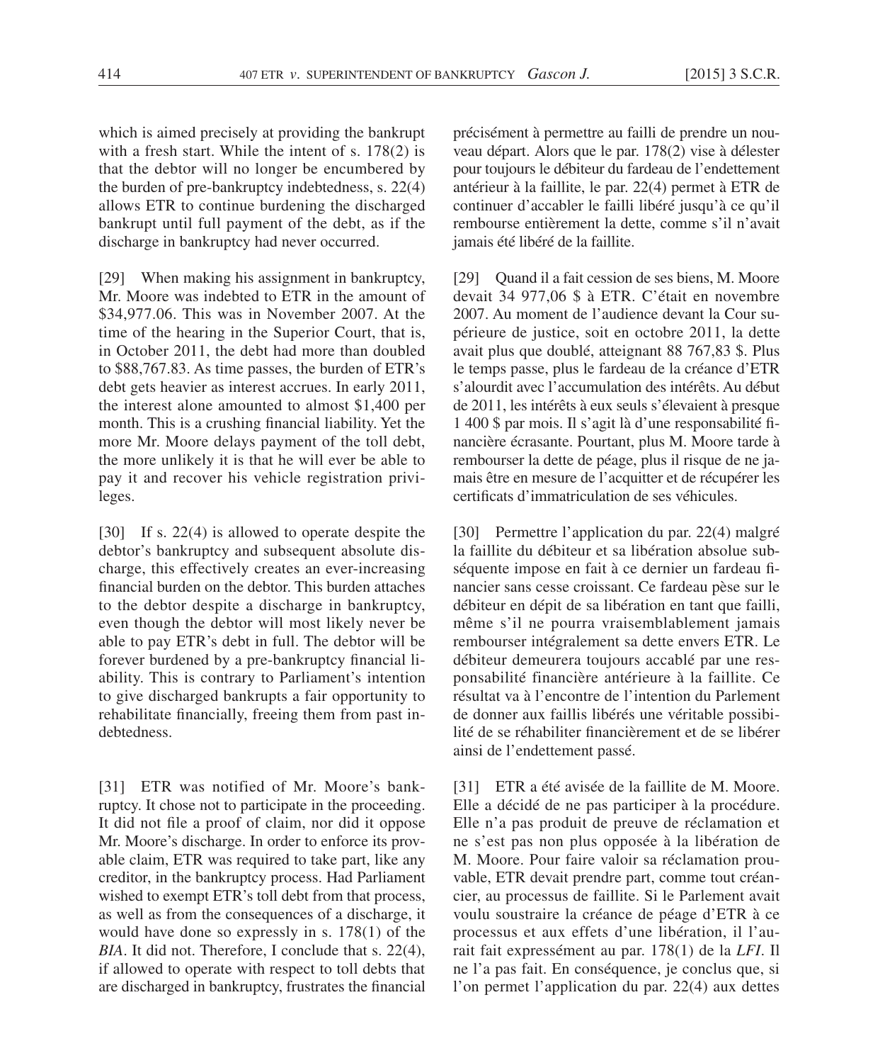which is aimed precisely at providing the bankrupt with a fresh start. While the intent of s. 178(2) is that the debtor will no longer be encumbered by the burden of pre-bankruptcy indebtedness, s. 22(4) allows ETR to continue burdening the discharged bankrupt until full payment of the debt, as if the discharge in bankruptcy had never occurred.

[29] When making his assignment in bankruptcy, Mr. Moore was indebted to ETR in the amount of $34,977.06. This was in November 2007. At the time of the hearing in the Superior Court, that is, in October 2011, the debt had more than doubled to $88,767.83. As time passes, the burden of ETR's debt gets heavier as interest accrues. In early 2011, the interest alone amounted to almost $1,400 per month. This is a crushing financial liability. Yet the more Mr. Moore delays payment of the toll debt, the more unlikely it is that he will ever be able to pay it and recover his vehicle registration privileges.

[30] If s. 22(4) is allowed to operate despite the debtor's bankruptcy and subsequent absolute discharge, this effectively creates an ever-increasing financial burden on the debtor. This burden attaches to the debtor despite a discharge in bankruptcy, even though the debtor will most likely never be able to pay ETR's debt in full. The debtor will be forever burdened by a pre-bankruptcy financial liability. This is contrary to Parliament's intention to give discharged bankrupts a fair opportunity to rehabilitate financially, freeing them from past indebtedness.

[31] ETR was notified of Mr. Moore's bankruptcy. It chose not to participate in the proceeding. It did not file a proof of claim, nor did it oppose Mr. Moore's discharge. In order to enforce its provable claim, ETR was required to take part, like any creditor, in the bankruptcy process. Had Parliament wished to exempt ETR's toll debt from that process, as well as from the consequences of a discharge, it would have done so expressly in s. 178(1) of the *BIA*. It did not. Therefore, I conclude that s. 22(4), if allowed to operate with respect to toll debts that are discharged in bankruptcy, frustrates the financial

précisément à permettre au failli de prendre un nouveau départ. Alors que le par. 178(2) vise à délester pour toujours le débiteur du fardeau de l'endettement antérieur à la faillite, le par. 22(4) permet à ETR de continuer d'accabler le failli libéré jusqu'à ce qu'il rembourse entièrement la dette, comme s'il n'avait jamais été libéré de la faillite.

[29] Quand il a fait cession de ses biens, M. Moore devait 34 977,06 $ à ETR. C'était en novembre 2007. Au moment de l'audience devant la Cour supérieure de justice, soit en octobre 2011, la dette avait plus que doublé, atteignant 88 767,83 $. Plus le temps passe, plus le fardeau de la créance d'ETR s'alourdit avec l'accumulation des intérêts. Au début de 2011, les intérêts à eux seuls s'élevaient à presque 1 400 $ par mois. Il s'agit là d'une responsabilité financière écrasante. Pourtant, plus M. Moore tarde à rembourser la dette de péage, plus il risque de ne jamais être en mesure de l'acquitter et de récupérer les certificats d'immatriculation de ses véhicules.

[30] Permettre l'application du par. 22(4) malgré la faillite du débiteur et sa libération absolue subséquente impose en fait à ce dernier un fardeau financier sans cesse croissant. Ce fardeau pèse sur le débiteur en dépit de sa libération en tant que failli, même s'il ne pourra vraisemblablement jamais rembourser intégralement sa dette envers ETR. Le débiteur demeurera toujours accablé par une responsabilité financière antérieure à la faillite. Ce résultat va à l'encontre de l'intention du Parlement de donner aux faillis libérés une véritable possibilité de se réhabiliter financièrement et de se libérer ainsi de l'endettement passé.

[31] ETR a été avisée de la faillite de M. Moore. Elle a décidé de ne pas participer à la procédure. Elle n'a pas produit de preuve de réclamation et ne s'est pas non plus opposée à la libération de M. Moore. Pour faire valoir sa réclamation prouvable, ETR devait prendre part, comme tout créancier, au processus de faillite. Si le Parlement avait voulu soustraire la créance de péage d'ETR à ce processus et aux effets d'une libération, il l'aurait fait expressément au par. 178(1) de la *LFI*. Il ne l'a pas fait. En conséquence, je conclus que, si l'on permet l'application du par. 22(4) aux dettes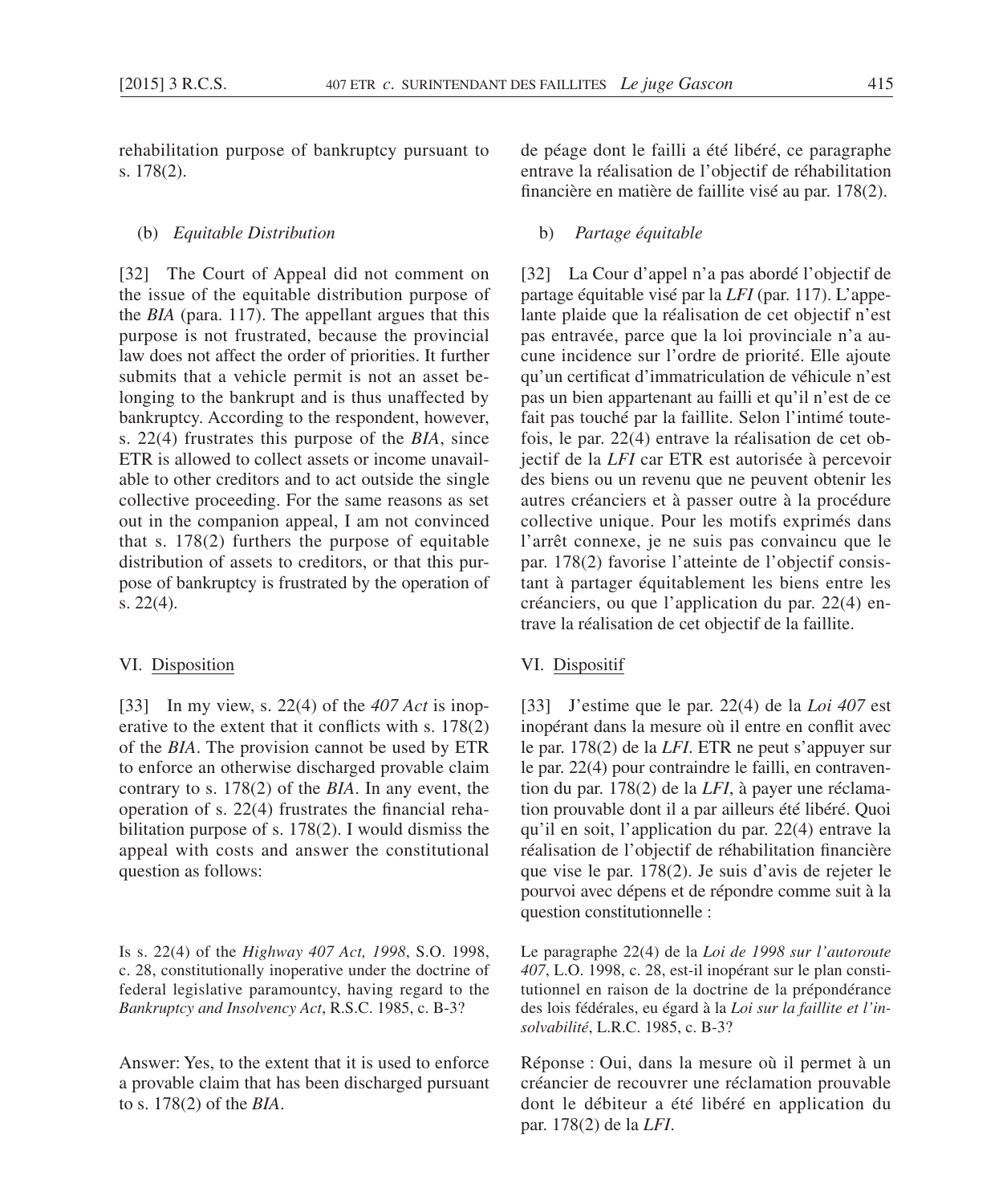rehabilitation purpose of bankruptcy pursuant to s. 178(2).

de péage dont le failli a été libéré, ce paragraphe entrave la réalisation de l'objectif de réhabilitation financière en matière de faillite visé au par. 178(2).

### (b) *Equitable Distribution*

[32] The Court of Appeal did not comment on the issue of the equitable distribution purpose of the *BIA* (para. 117). The appellant argues that this purpose is not frustrated, because the provincial law does not affect the order of priorities. It further submits that a vehicle permit is not an asset belonging to the bankrupt and is thus unaffected by bankruptcy. According to the respondent, however, s. 22(4) frustrates this purpose of the *BIA*, since ETR is allowed to collect assets or income unavailable to other creditors and to act outside the single collective proceeding. For the same reasons as set out in the companion appeal, I am not convinced that s. 178(2) furthers the purpose of equitable distribution of assets to creditors, or that this purpose of bankruptcy is frustrated by the operation of s. 22(4).

### b) *Partage équitable*

[32] La Cour d'appel n'a pas abordé l'objectif de partage équitable visé par la *LFI* (par. 117). L'appelante plaide que la réalisation de cet objectif n'est pas entravée, parce que la loi provinciale n'a aucune incidence sur l'ordre de priorité. Elle ajoute qu'un certificat d'immatriculation de véhicule n'est pas un bien appartenant au failli et qu'il n'est de ce fait pas touché par la faillite. Selon l'intimé toutefois, le par. 22(4) entrave la réalisation de cet objectif de la *LFI* car ETR est autorisée à percevoir des biens ou un revenu que ne peuvent obtenir les autres créanciers et à passer outre à la procédure collective unique. Pour les motifs exprimés dans l'arrêt connexe, je ne suis pas convaincu que le par. 178(2) favorise l'atteinte de l'objectif consistant à partager équitablement les biens entre les créanciers, ou que l'application du par. 22(4) entrave la réalisation de cet objectif de la faillite.

## VI. Disposition

[33] In my view, s. 22(4) of the *407 Act* is inoperative to the extent that it conflicts with s. 178(2) of the *BIA*. The provision cannot be used by ETR to enforce an otherwise discharged provable claim contrary to s. 178(2) of the *BIA*. In any event, the operation of s. 22(4) frustrates the financial rehabilitation purpose of s. 178(2). I would dismiss the appeal with costs and answer the constitutional question as follows:

Is s. 22(4) of the *Highway 407 Act, 1998*, S.O. 1998, c. 28, constitutionally inoperative under the doctrine of federal legislative paramountcy, having regard to the *Bankruptcy and Insolvency Act*, R.S.C. 1985, c. B-3?

Answer: Yes, to the extent that it is used to enforce a provable claim that has been discharged pursuant to s. 178(2) of the *BIA*.

## VI. Dispositif

[33] J'estime que le par. 22(4) de la *Loi 407* est inopérant dans la mesure où il entre en conflit avec le par. 178(2) de la *LFI*. ETR ne peut s'appuyer sur le par. 22(4) pour contraindre le failli, en contravention du par. 178(2) de la *LFI*, à payer une réclamation prouvable dont il a par ailleurs été libéré. Quoi qu'il en soit, l'application du par. 22(4) entrave la réalisation de l'objectif de réhabilitation financière que vise le par. 178(2). Je suis d'avis de rejeter le pourvoi avec dépens et de répondre comme suit à la question constitutionnelle :

Le paragraphe 22(4) de la *Loi de 1998 sur l'autoroute 407*, L.O. 1998, c. 28, est-il inopérant sur le plan constitutionnel en raison de la doctrine de la prépondérance des lois fédérales, eu égard à la *Loi sur la faillite et l'insolvabilité*, L.R.C. 1985, c. B-3?

Réponse : Oui, dans la mesure où il permet à un créancier de recouvrer une réclamation prouvable dont le débiteur a été libéré en application du par. 178(2) de la *LFI*.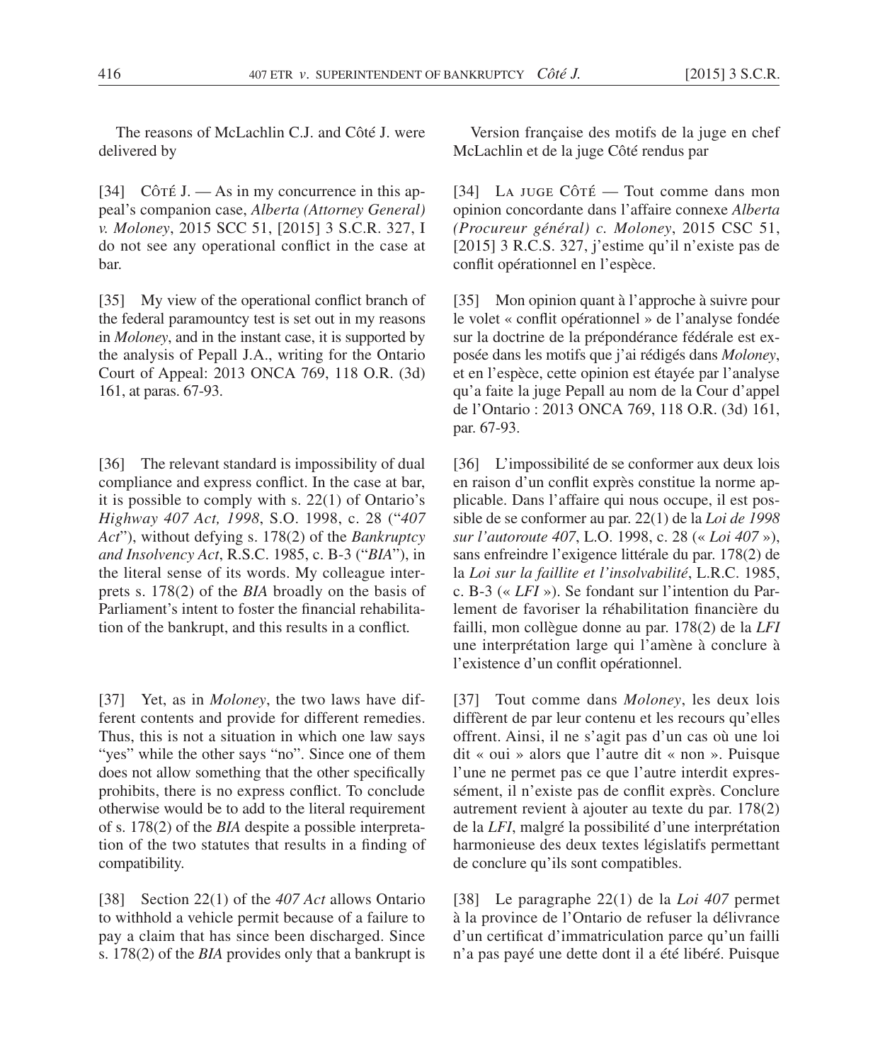The reasons of McLachlin C.J. and Côté J. were delivered by

[34] Côté J. — As in my concurrence in this appeal's companion case, *Alberta (Attorney General) v. Moloney*, 2015 SCC 51, [2015] 3 S.C.R. 327, I do not see any operational conflict in the case at bar.

[35] My view of the operational conflict branch of the federal paramountcy test is set out in my reasons in *Moloney*, and in the instant case, it is supported by the analysis of Pepall J.A., writing for the Ontario Court of Appeal: 2013 ONCA 769, 118 O.R. (3d) 161, at paras. 67-93.

[36] The relevant standard is impossibility of dual compliance and express conflict. In the case at bar, it is possible to comply with s. 22(1) of Ontario's *Highway 407 Act, 1998*, S.O. 1998, c. 28 ("*407 Act*"), without defying s. 178(2) of the *Bankruptcy and Insolvency Act*, R.S.C. 1985, c. B-3 ("*BIA*"), in the literal sense of its words. My colleague interprets s. 178(2) of the *BIA* broadly on the basis of Parliament's intent to foster the financial rehabilitation of the bankrupt, and this results in a conflict.

[37] Yet, as in *Moloney*, the two laws have different contents and provide for different remedies. Thus, this is not a situation in which one law says "yes" while the other says "no". Since one of them does not allow something that the other specifically prohibits, there is no express conflict. To conclude otherwise would be to add to the literal requirement of s. 178(2) of the *BIA* despite a possible interpretation of the two statutes that results in a finding of compatibility.

[38] Section 22(1) of the *407 Act* allows Ontario to withhold a vehicle permit because of a failure to pay a claim that has since been discharged. Since s. 178(2) of the *BIA* provides only that a bankrupt is

Version française des motifs de la juge en chef McLachlin et de la juge Côté rendus par

[34] La juge Côté — Tout comme dans mon opinion concordante dans l'affaire connexe *Alberta (Procureur général) c. Moloney*, 2015 CSC 51, [2015] 3 R.C.S. 327, j'estime qu'il n'existe pas de conflit opérationnel en l'espèce.

[35] Mon opinion quant à l'approche à suivre pour le volet « conflit opérationnel » de l'analyse fondée sur la doctrine de la prépondérance fédérale est exposée dans les motifs que j'ai rédigés dans *Moloney*, et en l'espèce, cette opinion est étayée par l'analyse qu'a faite la juge Pepall au nom de la Cour d'appel de l'Ontario : 2013 ONCA 769, 118 O.R. (3d) 161, par. 67-93.

[36] L'impossibilité de se conformer aux deux lois en raison d'un conflit exprès constitue la norme applicable. Dans l'affaire qui nous occupe, il est possible de se conformer au par. 22(1) de la *Loi de 1998 sur l'autoroute 407*, L.O. 1998, c. 28 (« *Loi 407* »), sans enfreindre l'exigence littérale du par. 178(2) de la *Loi sur la faillite et l'insolvabilité*, L.R.C. 1985, c. B-3 (« *LFI* »). Se fondant sur l'intention du Parlement de favoriser la réhabilitation financière du failli, mon collègue donne au par. 178(2) de la *LFI* une interprétation large qui l'amène à conclure à l'existence d'un conflit opérationnel.

[37] Tout comme dans *Moloney*, les deux lois diffèrent de par leur contenu et les recours qu'elles offrent. Ainsi, il ne s'agit pas d'un cas où une loi dit « oui » alors que l'autre dit « non ». Puisque l'une ne permet pas ce que l'autre interdit expressément, il n'existe pas de conflit exprès. Conclure autrement revient à ajouter au texte du par. 178(2) de la *LFI*, malgré la possibilité d'une interprétation harmonieuse des deux textes législatifs permettant de conclure qu'ils sont compatibles.

[38] Le paragraphe 22(1) de la *Loi 407* permet à la province de l'Ontario de refuser la délivrance d'un certificat d'immatriculation parce qu'un failli n'a pas payé une dette dont il a été libéré. Puisque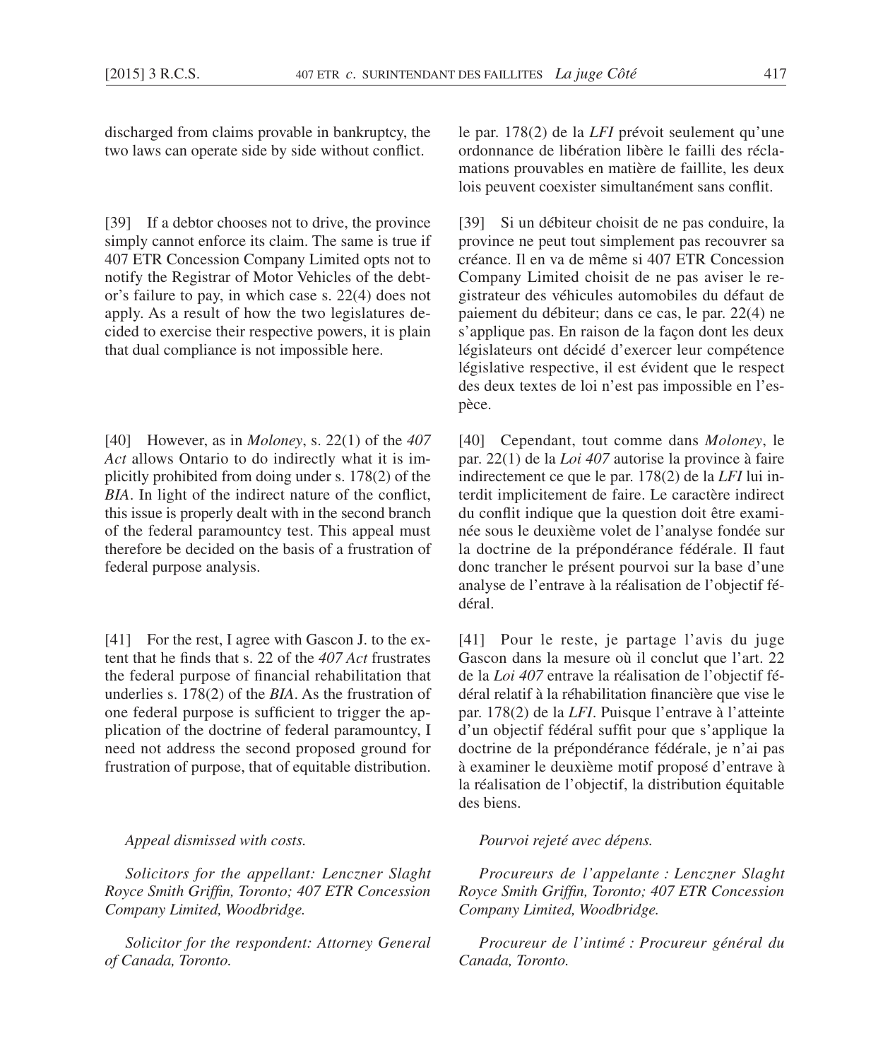discharged from claims provable in bankruptcy, the two laws can operate side by side without conflict.

[39] If a debtor chooses not to drive, the province simply cannot enforce its claim. The same is true if 407 ETR Concession Company Limited opts not to notify the Registrar of Motor Vehicles of the debtor's failure to pay, in which case s. 22(4) does not apply. As a result of how the two legislatures decided to exercise their respective powers, it is plain that dual compliance is not impossible here.

[40] However, as in *Moloney*, s. 22(1) of the *407 Act* allows Ontario to do indirectly what it is implicitly prohibited from doing under s. 178(2) of the *BIA*. In light of the indirect nature of the conflict, this issue is properly dealt with in the second branch of the federal paramountcy test. This appeal must therefore be decided on the basis of a frustration of federal purpose analysis.

[41] For the rest, I agree with Gascon J. to the extent that he finds that s. 22 of the *407 Act* frustrates the federal purpose of financial rehabilitation that underlies s. 178(2) of the *BIA*. As the frustration of one federal purpose is sufficient to trigger the application of the doctrine of federal paramountcy, I need not address the second proposed ground for frustration of purpose, that of equitable distribution.

*Appeal dismissed with costs.*

*Solicitors for the appellant: Lenczner Slaght Royce Smith Griffin, Toronto; 407 ETR Concession Company Limited, Woodbridge.*

*Solicitor for the respondent: Attorney General of Canada, Toronto.*

le par. 178(2) de la *LFI* prévoit seulement qu'une ordonnance de libération libère le failli des réclamations prouvables en matière de faillite, les deux lois peuvent coexister simultanément sans conflit.

[39] Si un débiteur choisit de ne pas conduire, la province ne peut tout simplement pas recouvrer sa créance. Il en va de même si 407 ETR Concession Company Limited choisit de ne pas aviser le registrateur des véhicules automobiles du défaut de paiement du débiteur; dans ce cas, le par. 22(4) ne s'applique pas. En raison de la façon dont les deux législateurs ont décidé d'exercer leur compétence législative respective, il est évident que le respect des deux textes de loi n'est pas impossible en l'espèce.

[40] Cependant, tout comme dans *Moloney*, le par. 22(1) de la *Loi 407* autorise la province à faire indirectement ce que le par. 178(2) de la *LFI* lui interdit implicitement de faire. Le caractère indirect du conflit indique que la question doit être examinée sous le deuxième volet de l'analyse fondée sur la doctrine de la prépondérance fédérale. Il faut donc trancher le présent pourvoi sur la base d'une analyse de l'entrave à la réalisation de l'objectif fédéral.

[41] Pour le reste, je partage l'avis du juge Gascon dans la mesure où il conclut que l'art. 22 de la *Loi 407* entrave la réalisation de l'objectif fédéral relatif à la réhabilitation financière que vise le par. 178(2) de la *LFI*. Puisque l'entrave à l'atteinte d'un objectif fédéral suffit pour que s'applique la doctrine de la prépondérance fédérale, je n'ai pas à examiner le deuxième motif proposé d'entrave à la réalisation de l'objectif, la distribution équitable des biens.

*Pourvoi rejeté avec dépens.*

*Procureurs de l'appelante : Lenczner Slaght Royce Smith Griffin, Toronto; 407 ETR Concession Company Limited, Woodbridge.*

*Procureur de l'intimé : Procureur général du Canada, Toronto.*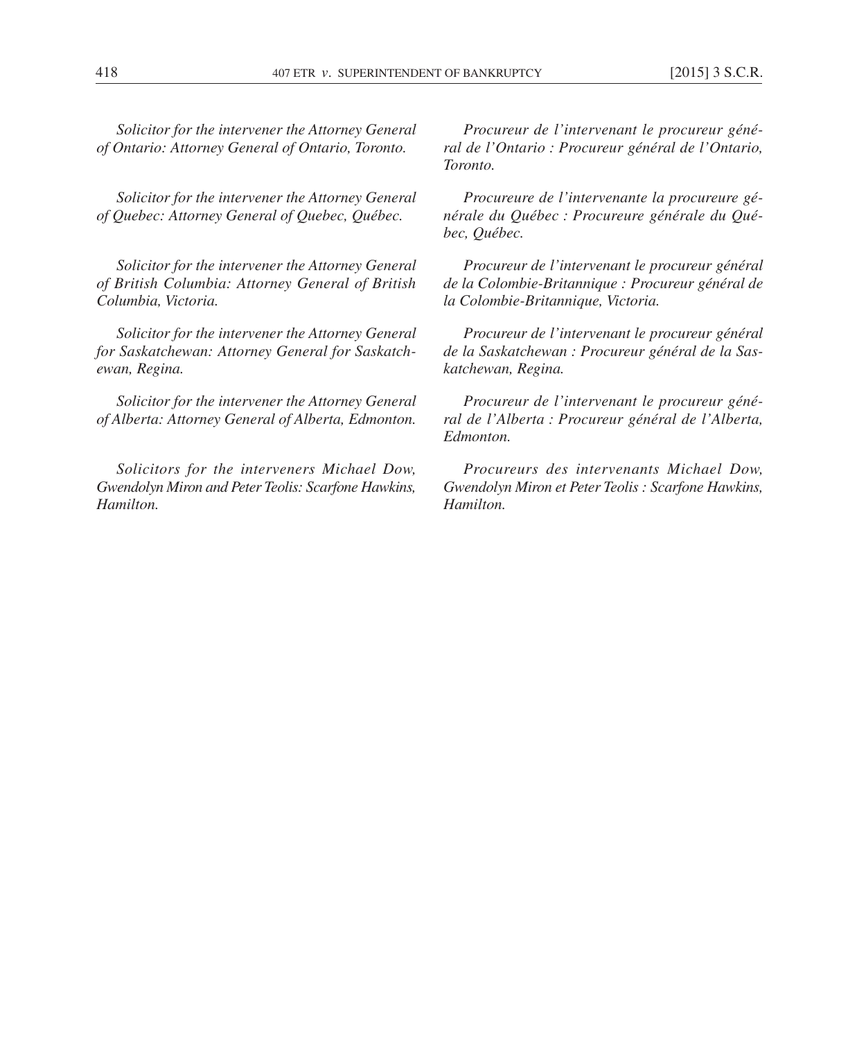*Solicitor for the intervener the Attorney General of Ontario: Attorney General of Ontario, Toronto.*

*Solicitor for the intervener the Attorney General of Quebec: Attorney General of Quebec, Québec.*

*Solicitor for the intervener the Attorney General of British Columbia: Attorney General of British Columbia, Victoria.*

*Solicitor for the intervener the Attorney General for Saskatchewan: Attorney General for Saskatchewan, Regina.*

*Solicitor for the intervener the Attorney General of Alberta: Attorney General of Alberta, Edmonton.*

*Solicitors for the interveners Michael Dow, Gwendolyn Miron and Peter Teolis: Scarfone Hawkins, Hamilton.*

*Procureur de l'intervenant le procureur général de l'Ontario : Procureur général de l'Ontario, Toronto.*

*Procureure de l'intervenante la procureure générale du Québec : Procureure générale du Québec, Québec.*

*Procureur de l'intervenant le procureur général de la Colombie-Britannique : Procureur général de la Colombie-Britannique, Victoria.*

*Procureur de l'intervenant le procureur général de la Saskatchewan : Procureur général de la Saskatchewan, Regina.*

*Procureur de l'intervenant le procureur général de l'Alberta : Procureur général de l'Alberta, Edmonton.*

*Procureurs des intervenants Michael Dow, Gwendolyn Miron et Peter Teolis : Scarfone Hawkins, Hamilton.*